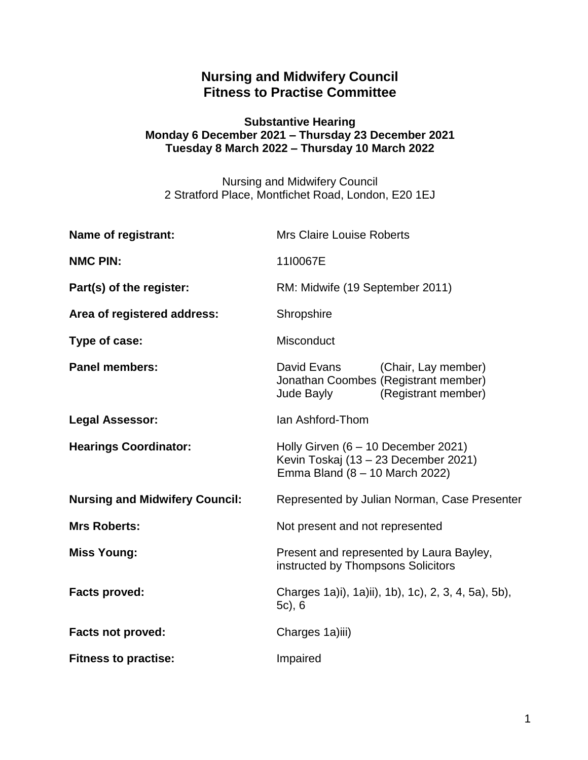# Nursing and Midwifery Council
# Fitness to Practise Committee

**Substantive Hearing**
**Monday 6 December 2021 – Thursday 23 December 2021**
**Tuesday 8 March 2022 – Thursday 10 March 2022**

Nursing and Midwifery Council
2 Stratford Place, Montfichet Road, London, E20 1EJ

| | |
|---|---|
| **Name of registrant:** | Mrs Claire Louise Roberts |
| **NMC PIN:** | 11I0067E |
| **Part(s) of the register:** | RM: Midwife (19 September 2011) |
| **Area of registered address:** | Shropshire |
| **Type of case:** | Misconduct |
| **Panel members:** | David Evans (Chair, Lay member)<br>Jonathan Coombes (Registrant member)<br>Jude Bayly (Registrant member) |
| **Legal Assessor:** | Ian Ashford-Thom |
| **Hearings Coordinator:** | Holly Girven (6 – 10 December 2021)<br>Kevin Toskaj (13 – 23 December 2021)<br>Emma Bland (8 – 10 March 2022) |
| **Nursing and Midwifery Council:** | Represented by Julian Norman, Case Presenter |
| **Mrs Roberts:** | Not present and not represented |
| **Miss Young:** | Present and represented by Laura Bayley, instructed by Thompsons Solicitors |
| **Facts proved:** | Charges 1a)i), 1a)ii), 1b), 1c), 2, 3, 4, 5a), 5b), 5c), 6 |
| **Facts not proved:** | Charges 1a)iii) |
| **Fitness to practise:** | Impaired |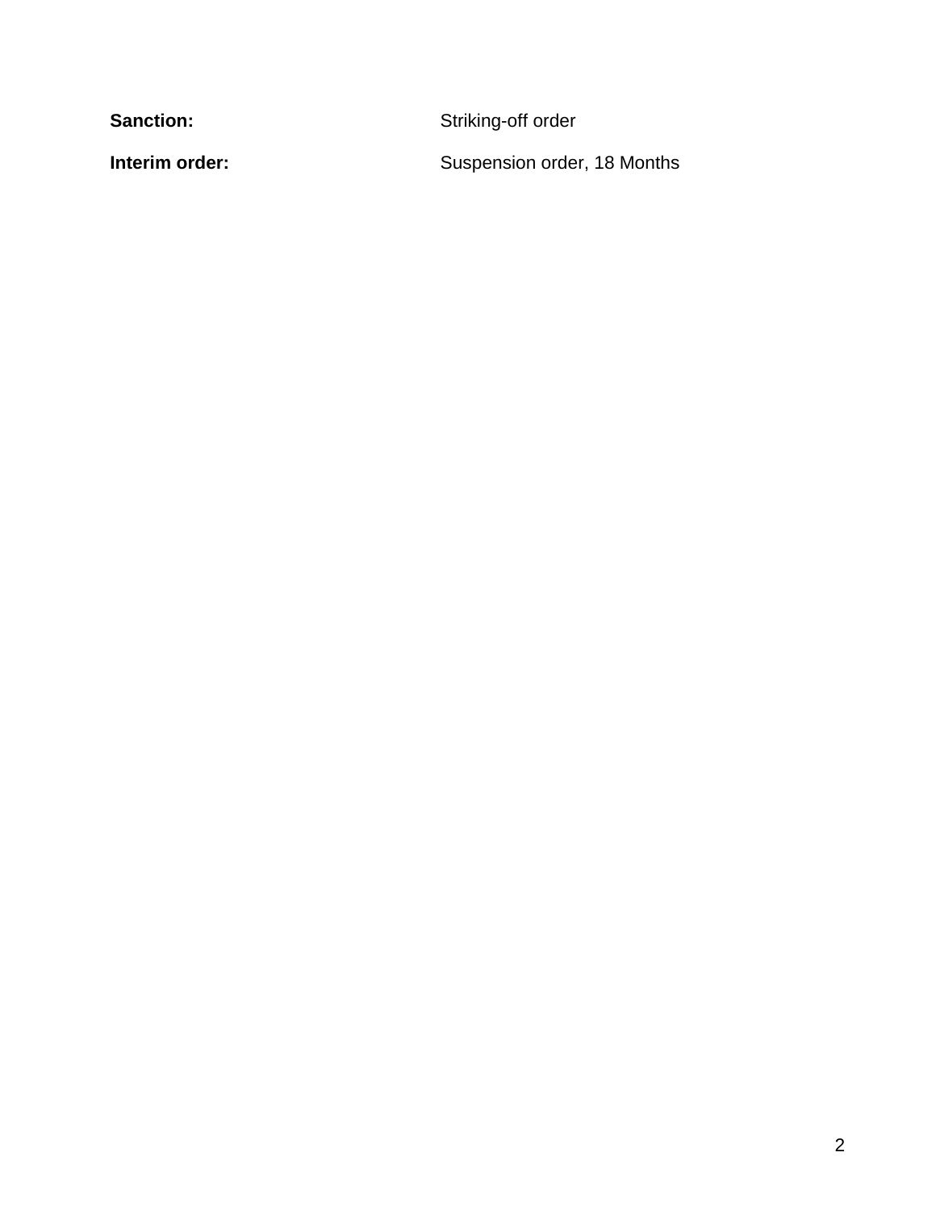**Sanction:** Striking-off order

**Interim order:** Suspension order, 18 Months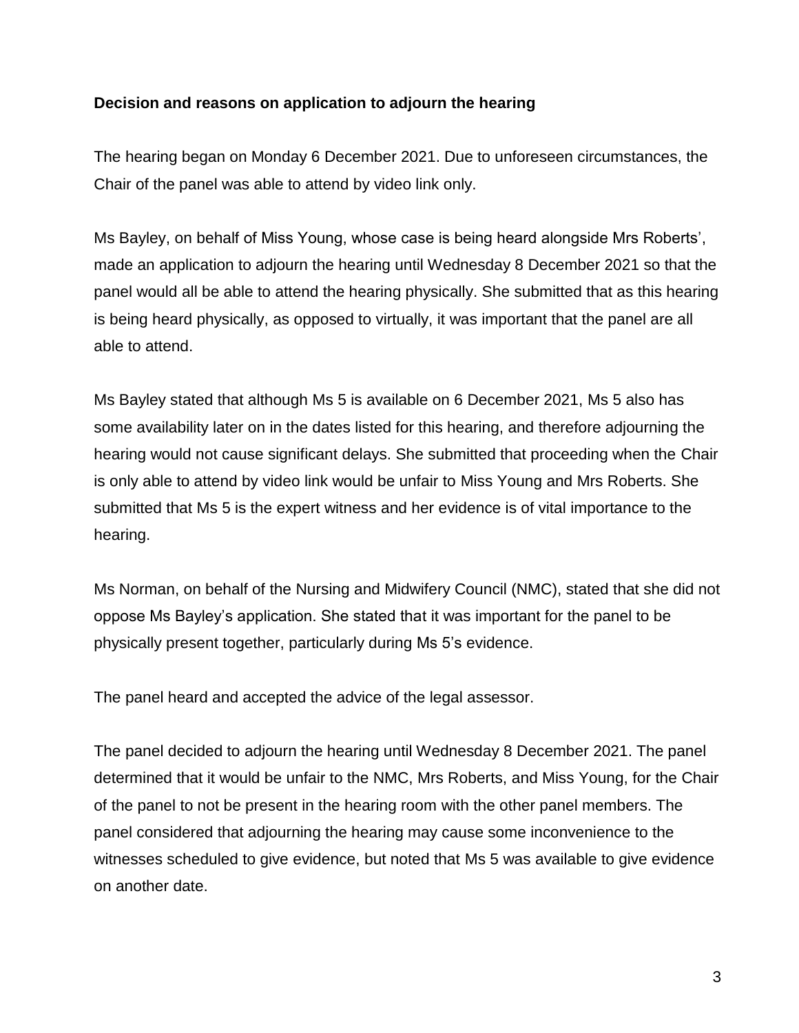**Decision and reasons on application to adjourn the hearing**

The hearing began on Monday 6 December 2021. Due to unforeseen circumstances, the Chair of the panel was able to attend by video link only.

Ms Bayley, on behalf of Miss Young, whose case is being heard alongside Mrs Roberts', made an application to adjourn the hearing until Wednesday 8 December 2021 so that the panel would all be able to attend the hearing physically. She submitted that as this hearing is being heard physically, as opposed to virtually, it was important that the panel are all able to attend.

Ms Bayley stated that although Ms 5 is available on 6 December 2021, Ms 5 also has some availability later on in the dates listed for this hearing, and therefore adjourning the hearing would not cause significant delays. She submitted that proceeding when the Chair is only able to attend by video link would be unfair to Miss Young and Mrs Roberts. She submitted that Ms 5 is the expert witness and her evidence is of vital importance to the hearing.

Ms Norman, on behalf of the Nursing and Midwifery Council (NMC), stated that she did not oppose Ms Bayley's application. She stated that it was important for the panel to be physically present together, particularly during Ms 5's evidence.

The panel heard and accepted the advice of the legal assessor.

The panel decided to adjourn the hearing until Wednesday 8 December 2021. The panel determined that it would be unfair to the NMC, Mrs Roberts, and Miss Young, for the Chair of the panel to not be present in the hearing room with the other panel members. The panel considered that adjourning the hearing may cause some inconvenience to the witnesses scheduled to give evidence, but noted that Ms 5 was available to give evidence on another date.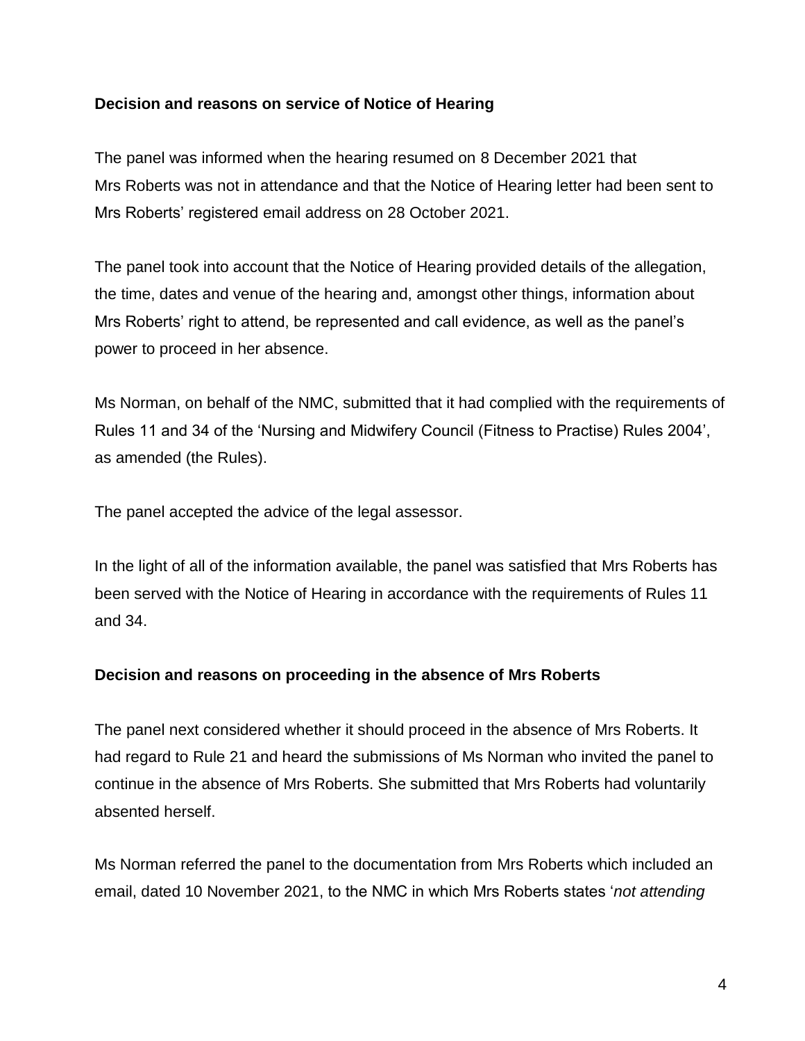**Decision and reasons on service of Notice of Hearing**

The panel was informed when the hearing resumed on 8 December 2021 that Mrs Roberts was not in attendance and that the Notice of Hearing letter had been sent to Mrs Roberts' registered email address on 28 October 2021.

The panel took into account that the Notice of Hearing provided details of the allegation, the time, dates and venue of the hearing and, amongst other things, information about Mrs Roberts' right to attend, be represented and call evidence, as well as the panel's power to proceed in her absence.

Ms Norman, on behalf of the NMC, submitted that it had complied with the requirements of Rules 11 and 34 of the 'Nursing and Midwifery Council (Fitness to Practise) Rules 2004', as amended (the Rules).

The panel accepted the advice of the legal assessor.

In the light of all of the information available, the panel was satisfied that Mrs Roberts has been served with the Notice of Hearing in accordance with the requirements of Rules 11 and 34.

**Decision and reasons on proceeding in the absence of Mrs Roberts**

The panel next considered whether it should proceed in the absence of Mrs Roberts. It had regard to Rule 21 and heard the submissions of Ms Norman who invited the panel to continue in the absence of Mrs Roberts. She submitted that Mrs Roberts had voluntarily absented herself.

Ms Norman referred the panel to the documentation from Mrs Roberts which included an email, dated 10 November 2021, to the NMC in which Mrs Roberts states '*not attending*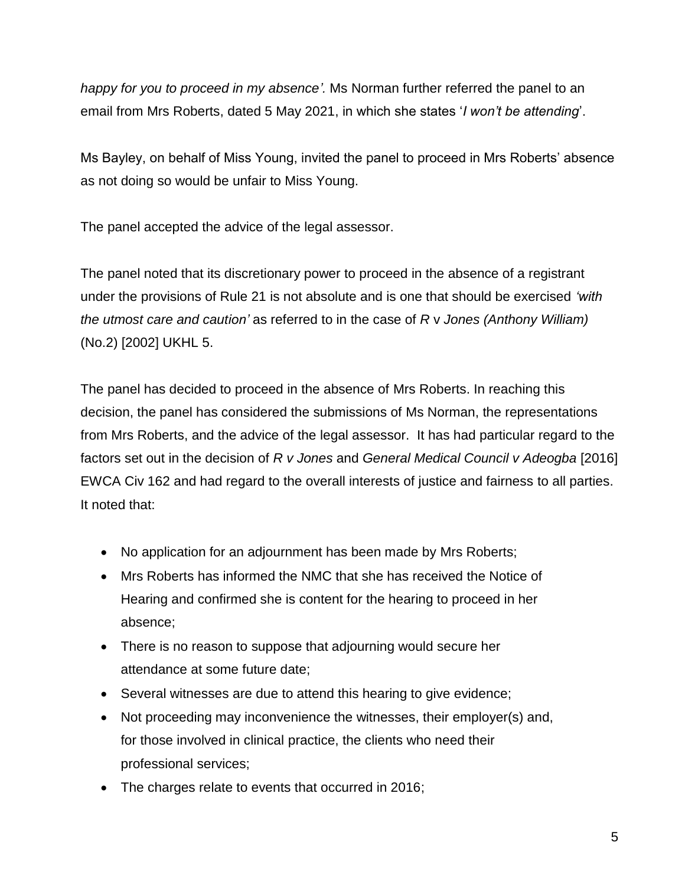*happy for you to proceed in my absence'.* Ms Norman further referred the panel to an email from Mrs Roberts, dated 5 May 2021, in which she states '*I won't be attending*'.

Ms Bayley, on behalf of Miss Young, invited the panel to proceed in Mrs Roberts' absence as not doing so would be unfair to Miss Young.

The panel accepted the advice of the legal assessor.

The panel noted that its discretionary power to proceed in the absence of a registrant under the provisions of Rule 21 is not absolute and is one that should be exercised *'with the utmost care and caution'* as referred to in the case of *R* v *Jones (Anthony William)* (No.2) [2002] UKHL 5.

The panel has decided to proceed in the absence of Mrs Roberts. In reaching this decision, the panel has considered the submissions of Ms Norman, the representations from Mrs Roberts, and the advice of the legal assessor. It has had particular regard to the factors set out in the decision of *R v Jones* and *General Medical Council v Adeogba* [2016] EWCA Civ 162 and had regard to the overall interests of justice and fairness to all parties. It noted that:

- No application for an adjournment has been made by Mrs Roberts;
- Mrs Roberts has informed the NMC that she has received the Notice of Hearing and confirmed she is content for the hearing to proceed in her absence;
- There is no reason to suppose that adjourning would secure her attendance at some future date;
- Several witnesses are due to attend this hearing to give evidence;
- Not proceeding may inconvenience the witnesses, their employer(s) and, for those involved in clinical practice, the clients who need their professional services;
- The charges relate to events that occurred in 2016;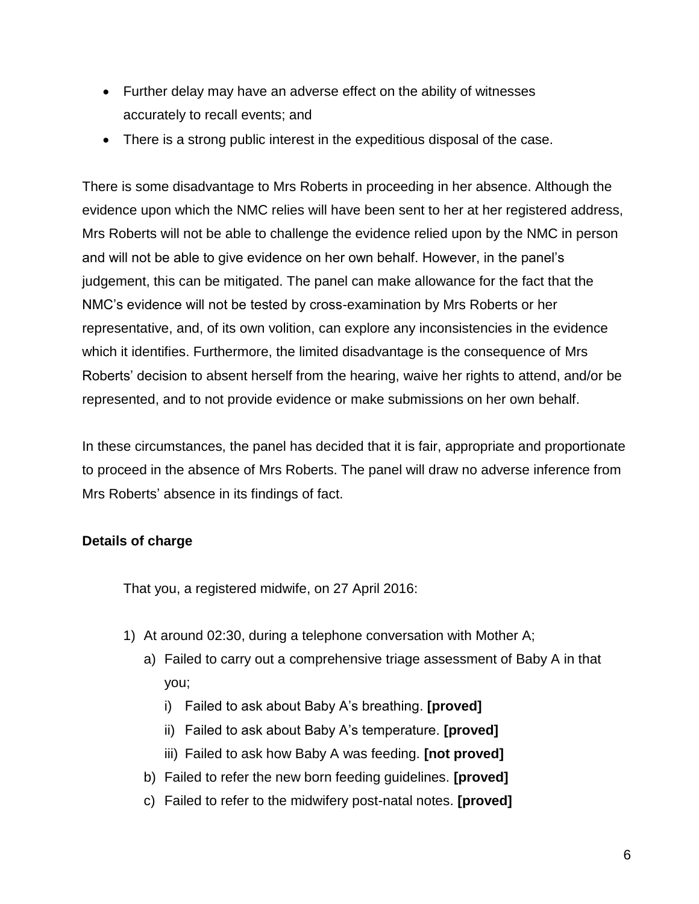- Further delay may have an adverse effect on the ability of witnesses accurately to recall events; and
- There is a strong public interest in the expeditious disposal of the case.

There is some disadvantage to Mrs Roberts in proceeding in her absence. Although the evidence upon which the NMC relies will have been sent to her at her registered address, Mrs Roberts will not be able to challenge the evidence relied upon by the NMC in person and will not be able to give evidence on her own behalf. However, in the panel's judgement, this can be mitigated. The panel can make allowance for the fact that the NMC's evidence will not be tested by cross-examination by Mrs Roberts or her representative, and, of its own volition, can explore any inconsistencies in the evidence which it identifies. Furthermore, the limited disadvantage is the consequence of Mrs Roberts' decision to absent herself from the hearing, waive her rights to attend, and/or be represented, and to not provide evidence or make submissions on her own behalf.

In these circumstances, the panel has decided that it is fair, appropriate and proportionate to proceed in the absence of Mrs Roberts. The panel will draw no adverse inference from Mrs Roberts' absence in its findings of fact.

**Details of charge**

That you, a registered midwife, on 27 April 2016:

1) At around 02:30, during a telephone conversation with Mother A;
   a) Failed to carry out a comprehensive triage assessment of Baby A in that you;
      i) Failed to ask about Baby A's breathing. **[proved]**
      ii) Failed to ask about Baby A's temperature. **[proved]**
      iii) Failed to ask how Baby A was feeding. **[not proved]**
   b) Failed to refer the new born feeding guidelines. **[proved]**
   c) Failed to refer to the midwifery post-natal notes. **[proved]**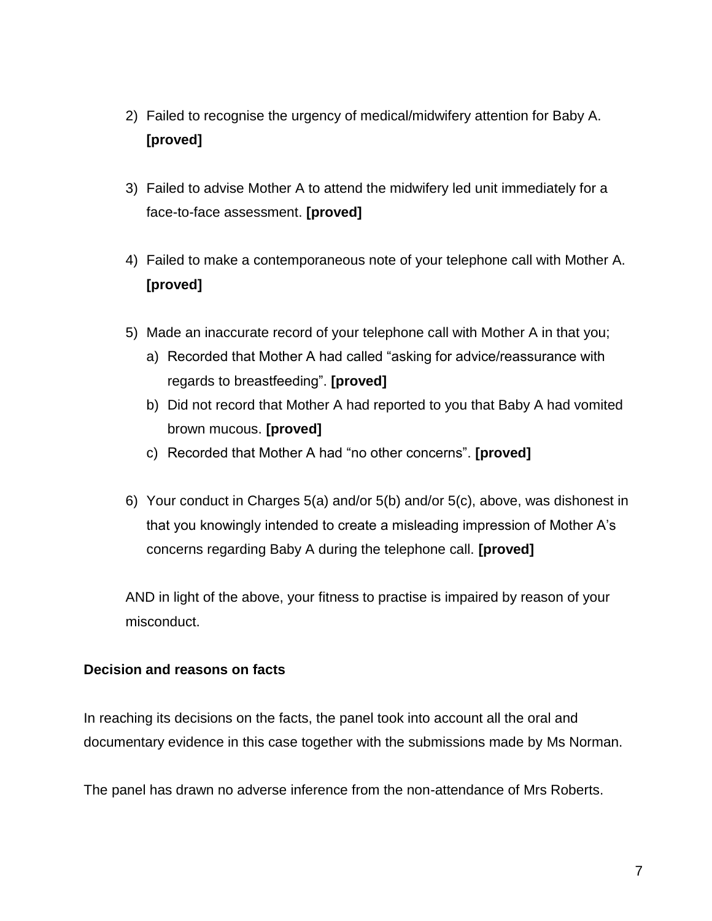2) Failed to recognise the urgency of medical/midwifery attention for Baby A. **[proved]**

3) Failed to advise Mother A to attend the midwifery led unit immediately for a face-to-face assessment. **[proved]**

4) Failed to make a contemporaneous note of your telephone call with Mother A. **[proved]**

5) Made an inaccurate record of your telephone call with Mother A in that you;
   a) Recorded that Mother A had called "asking for advice/reassurance with regards to breastfeeding". **[proved]**
   b) Did not record that Mother A had reported to you that Baby A had vomited brown mucous. **[proved]**
   c) Recorded that Mother A had "no other concerns". **[proved]**

6) Your conduct in Charges 5(a) and/or 5(b) and/or 5(c), above, was dishonest in that you knowingly intended to create a misleading impression of Mother A's concerns regarding Baby A during the telephone call. **[proved]**

AND in light of the above, your fitness to practise is impaired by reason of your misconduct.

**Decision and reasons on facts**

In reaching its decisions on the facts, the panel took into account all the oral and documentary evidence in this case together with the submissions made by Ms Norman.

The panel has drawn no adverse inference from the non-attendance of Mrs Roberts.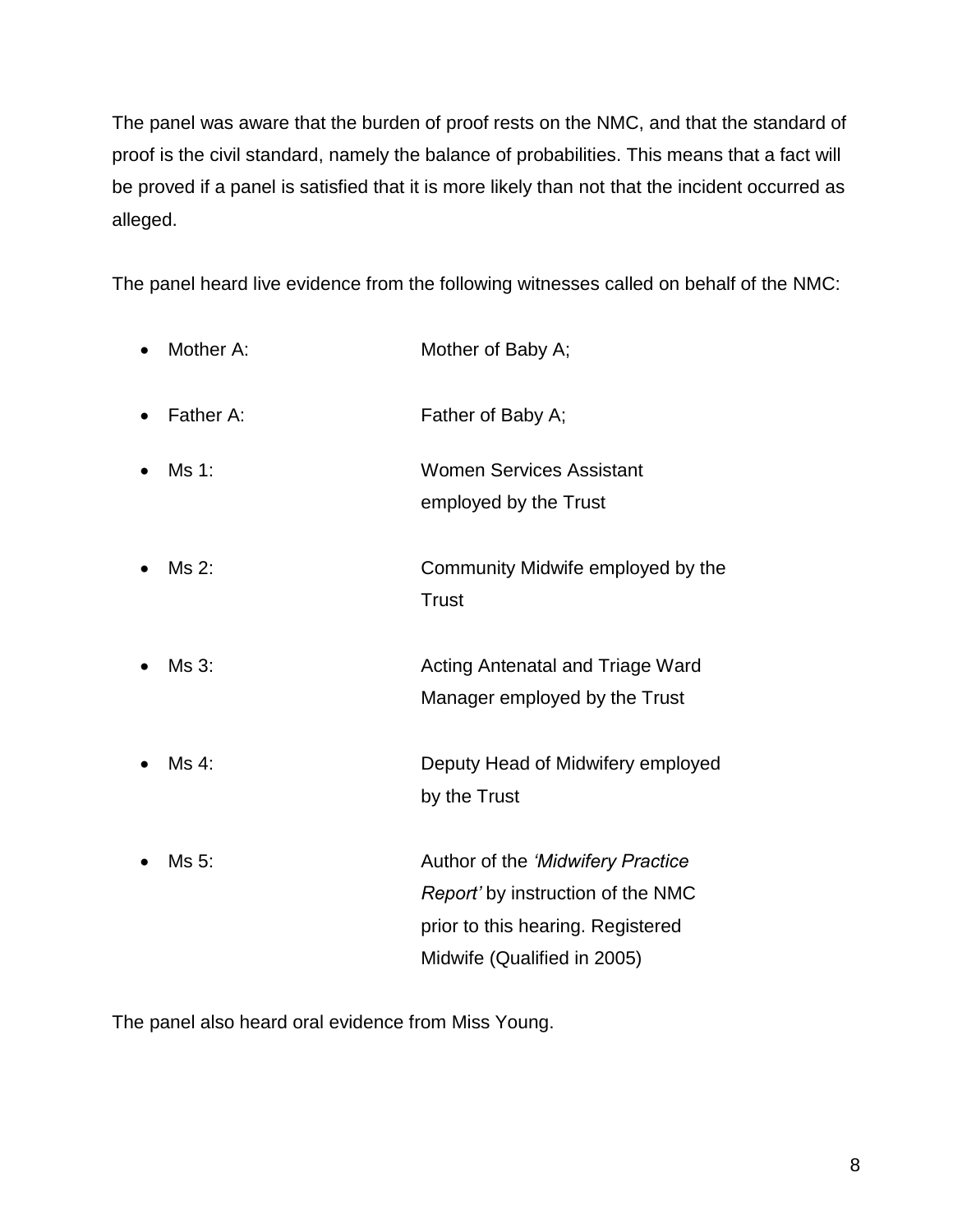The panel was aware that the burden of proof rests on the NMC, and that the standard of proof is the civil standard, namely the balance of probabilities. This means that a fact will be proved if a panel is satisfied that it is more likely than not that the incident occurred as alleged.

The panel heard live evidence from the following witnesses called on behalf of the NMC:

- Mother A: Mother of Baby A;
- Father A: Father of Baby A;
- Ms 1: Women Services Assistant employed by the Trust
- Ms 2: Community Midwife employed by the Trust
- Ms 3: Acting Antenatal and Triage Ward Manager employed by the Trust
- Ms 4: Deputy Head of Midwifery employed by the Trust
- Ms 5: Author of the *'Midwifery Practice Report'* by instruction of the NMC prior to this hearing. Registered Midwife (Qualified in 2005)

The panel also heard oral evidence from Miss Young.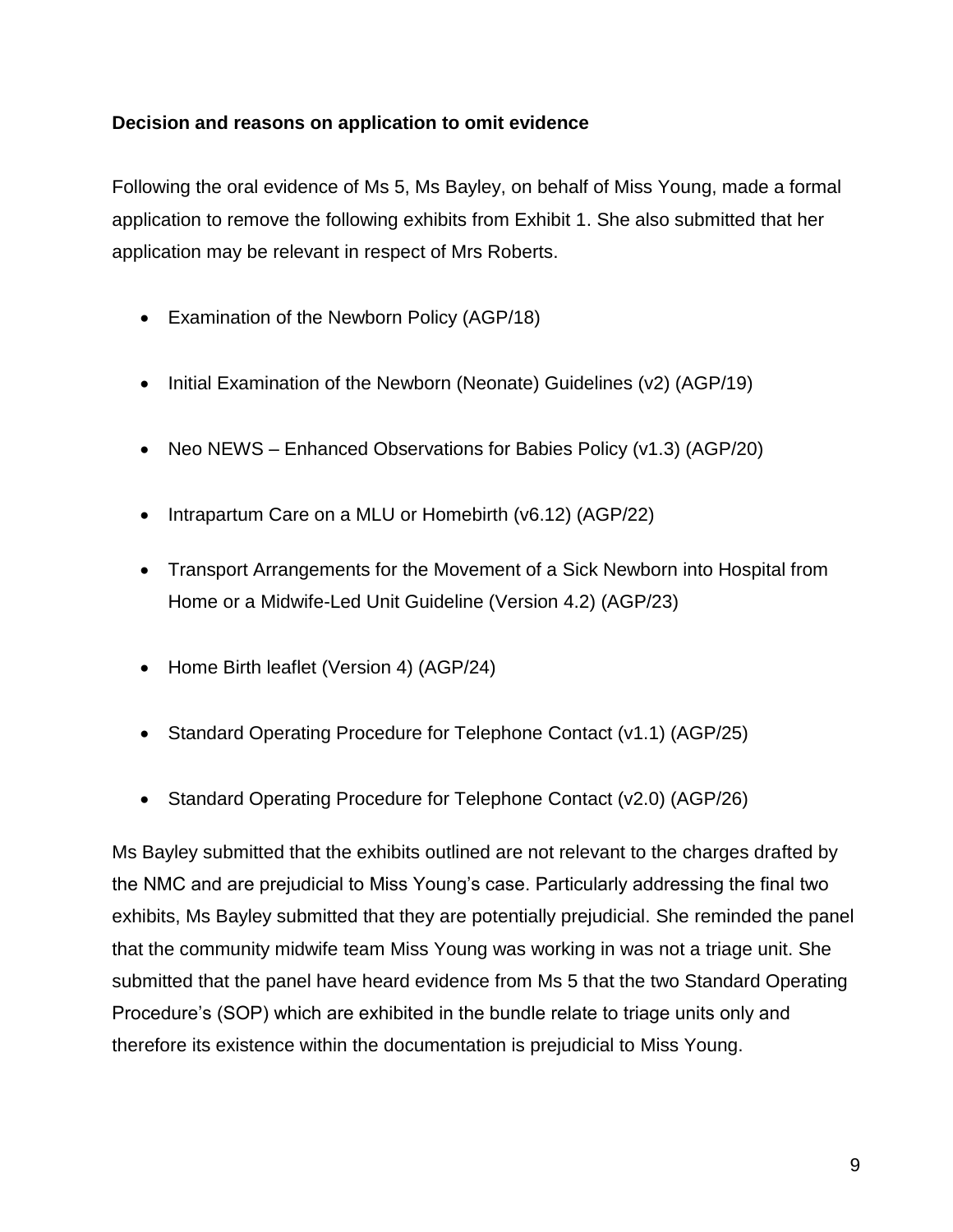**Decision and reasons on application to omit evidence**

Following the oral evidence of Ms 5, Ms Bayley, on behalf of Miss Young, made a formal application to remove the following exhibits from Exhibit 1. She also submitted that her application may be relevant in respect of Mrs Roberts.

- Examination of the Newborn Policy (AGP/18)
- Initial Examination of the Newborn (Neonate) Guidelines (v2) (AGP/19)
- Neo NEWS – Enhanced Observations for Babies Policy (v1.3) (AGP/20)
- Intrapartum Care on a MLU or Homebirth (v6.12) (AGP/22)
- Transport Arrangements for the Movement of a Sick Newborn into Hospital from Home or a Midwife-Led Unit Guideline (Version 4.2) (AGP/23)
- Home Birth leaflet (Version 4) (AGP/24)
- Standard Operating Procedure for Telephone Contact (v1.1) (AGP/25)
- Standard Operating Procedure for Telephone Contact (v2.0) (AGP/26)

Ms Bayley submitted that the exhibits outlined are not relevant to the charges drafted by the NMC and are prejudicial to Miss Young's case. Particularly addressing the final two exhibits, Ms Bayley submitted that they are potentially prejudicial. She reminded the panel that the community midwife team Miss Young was working in was not a triage unit. She submitted that the panel have heard evidence from Ms 5 that the two Standard Operating Procedure's (SOP) which are exhibited in the bundle relate to triage units only and therefore its existence within the documentation is prejudicial to Miss Young.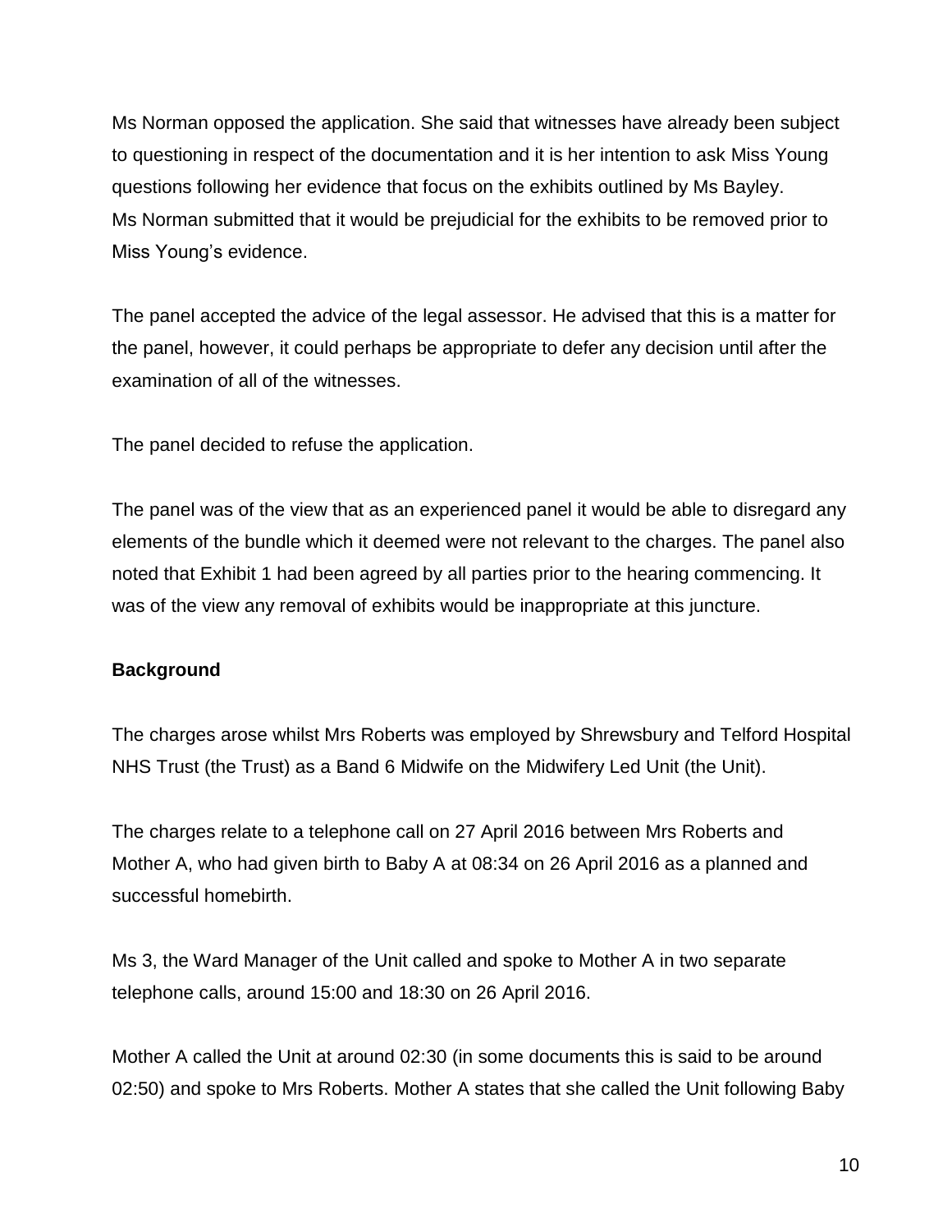Ms Norman opposed the application. She said that witnesses have already been subject to questioning in respect of the documentation and it is her intention to ask Miss Young questions following her evidence that focus on the exhibits outlined by Ms Bayley. Ms Norman submitted that it would be prejudicial for the exhibits to be removed prior to Miss Young's evidence.

The panel accepted the advice of the legal assessor. He advised that this is a matter for the panel, however, it could perhaps be appropriate to defer any decision until after the examination of all of the witnesses.

The panel decided to refuse the application.

The panel was of the view that as an experienced panel it would be able to disregard any elements of the bundle which it deemed were not relevant to the charges. The panel also noted that Exhibit 1 had been agreed by all parties prior to the hearing commencing. It was of the view any removal of exhibits would be inappropriate at this juncture.

**Background**

The charges arose whilst Mrs Roberts was employed by Shrewsbury and Telford Hospital NHS Trust (the Trust) as a Band 6 Midwife on the Midwifery Led Unit (the Unit).

The charges relate to a telephone call on 27 April 2016 between Mrs Roberts and Mother A, who had given birth to Baby A at 08:34 on 26 April 2016 as a planned and successful homebirth.

Ms 3, the Ward Manager of the Unit called and spoke to Mother A in two separate telephone calls, around 15:00 and 18:30 on 26 April 2016.

Mother A called the Unit at around 02:30 (in some documents this is said to be around 02:50) and spoke to Mrs Roberts. Mother A states that she called the Unit following Baby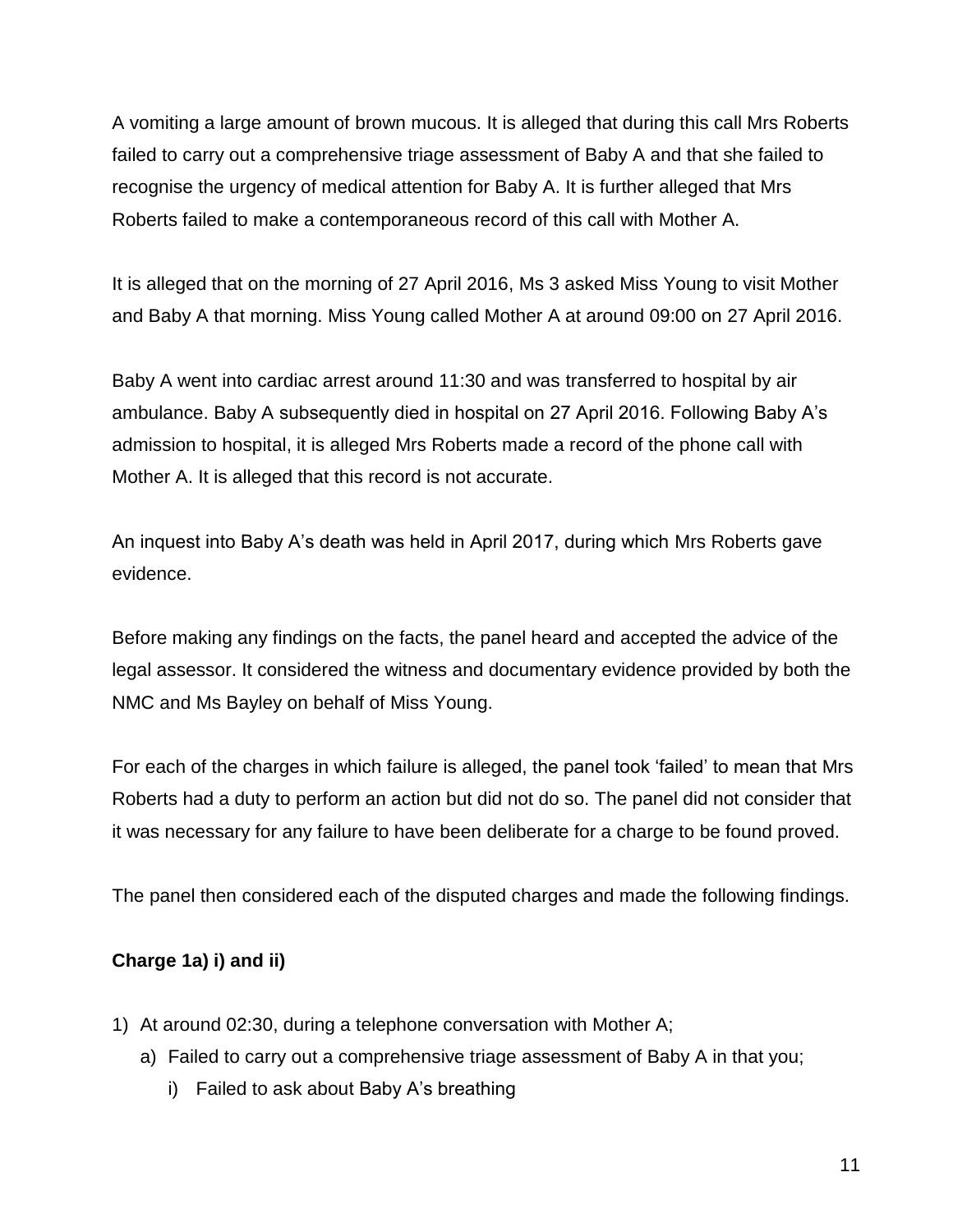A vomiting a large amount of brown mucous. It is alleged that during this call Mrs Roberts failed to carry out a comprehensive triage assessment of Baby A and that she failed to recognise the urgency of medical attention for Baby A. It is further alleged that Mrs Roberts failed to make a contemporaneous record of this call with Mother A.

It is alleged that on the morning of 27 April 2016, Ms 3 asked Miss Young to visit Mother and Baby A that morning. Miss Young called Mother A at around 09:00 on 27 April 2016.

Baby A went into cardiac arrest around 11:30 and was transferred to hospital by air ambulance. Baby A subsequently died in hospital on 27 April 2016. Following Baby A's admission to hospital, it is alleged Mrs Roberts made a record of the phone call with Mother A. It is alleged that this record is not accurate.

An inquest into Baby A's death was held in April 2017, during which Mrs Roberts gave evidence.

Before making any findings on the facts, the panel heard and accepted the advice of the legal assessor. It considered the witness and documentary evidence provided by both the NMC and Ms Bayley on behalf of Miss Young.

For each of the charges in which failure is alleged, the panel took 'failed' to mean that Mrs Roberts had a duty to perform an action but did not do so. The panel did not consider that it was necessary for any failure to have been deliberate for a charge to be found proved.

The panel then considered each of the disputed charges and made the following findings.

**Charge 1a) i) and ii)**

1) At around 02:30, during a telephone conversation with Mother A;
   a) Failed to carry out a comprehensive triage assessment of Baby A in that you;
      i) Failed to ask about Baby A's breathing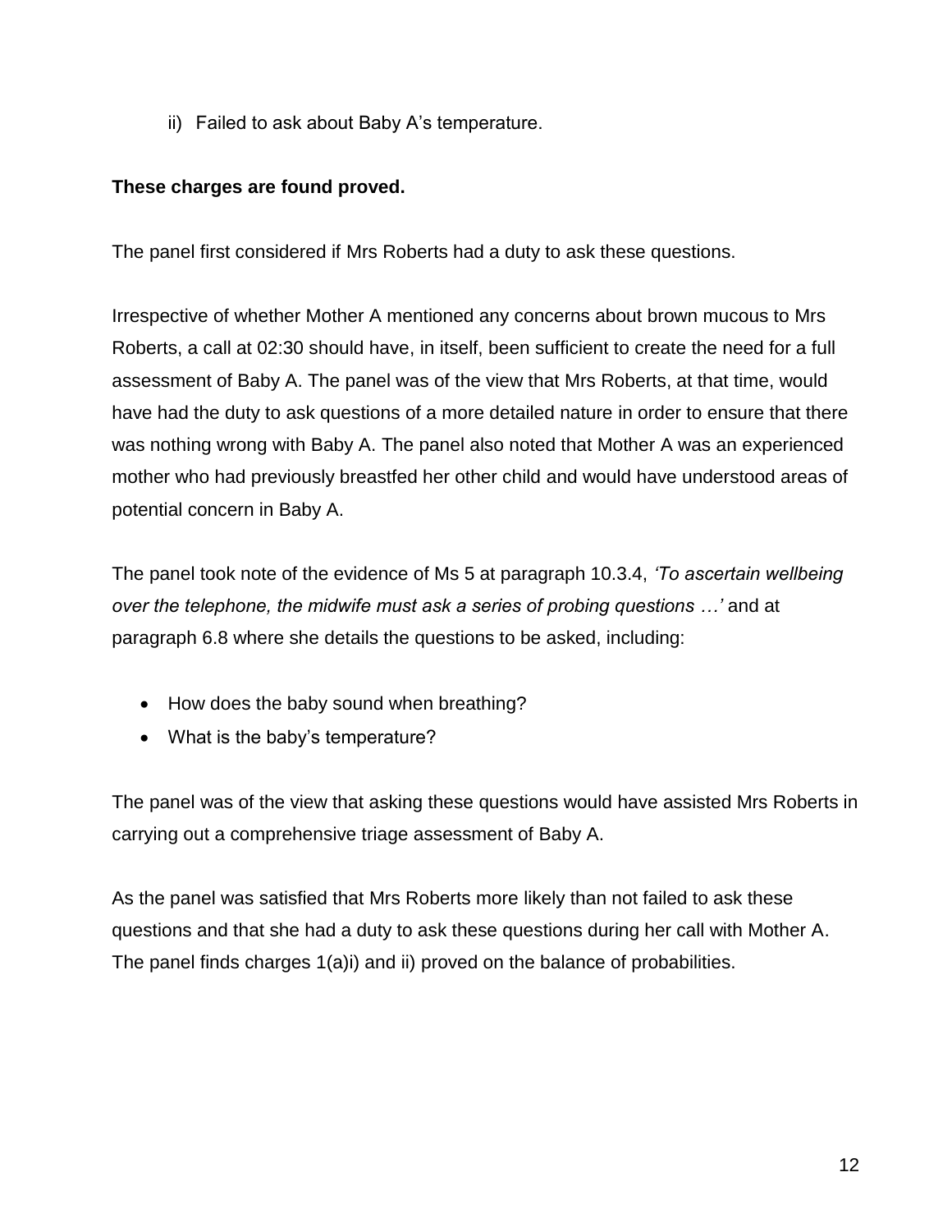ii) Failed to ask about Baby A's temperature.

**These charges are found proved.**

The panel first considered if Mrs Roberts had a duty to ask these questions.

Irrespective of whether Mother A mentioned any concerns about brown mucous to Mrs Roberts, a call at 02:30 should have, in itself, been sufficient to create the need for a full assessment of Baby A. The panel was of the view that Mrs Roberts, at that time, would have had the duty to ask questions of a more detailed nature in order to ensure that there was nothing wrong with Baby A. The panel also noted that Mother A was an experienced mother who had previously breastfed her other child and would have understood areas of potential concern in Baby A.

The panel took note of the evidence of Ms 5 at paragraph 10.3.4, *'To ascertain wellbeing over the telephone, the midwife must ask a series of probing questions …'* and at paragraph 6.8 where she details the questions to be asked, including:

- How does the baby sound when breathing?
- What is the baby's temperature?

The panel was of the view that asking these questions would have assisted Mrs Roberts in carrying out a comprehensive triage assessment of Baby A.

As the panel was satisfied that Mrs Roberts more likely than not failed to ask these questions and that she had a duty to ask these questions during her call with Mother A. The panel finds charges 1(a)i) and ii) proved on the balance of probabilities.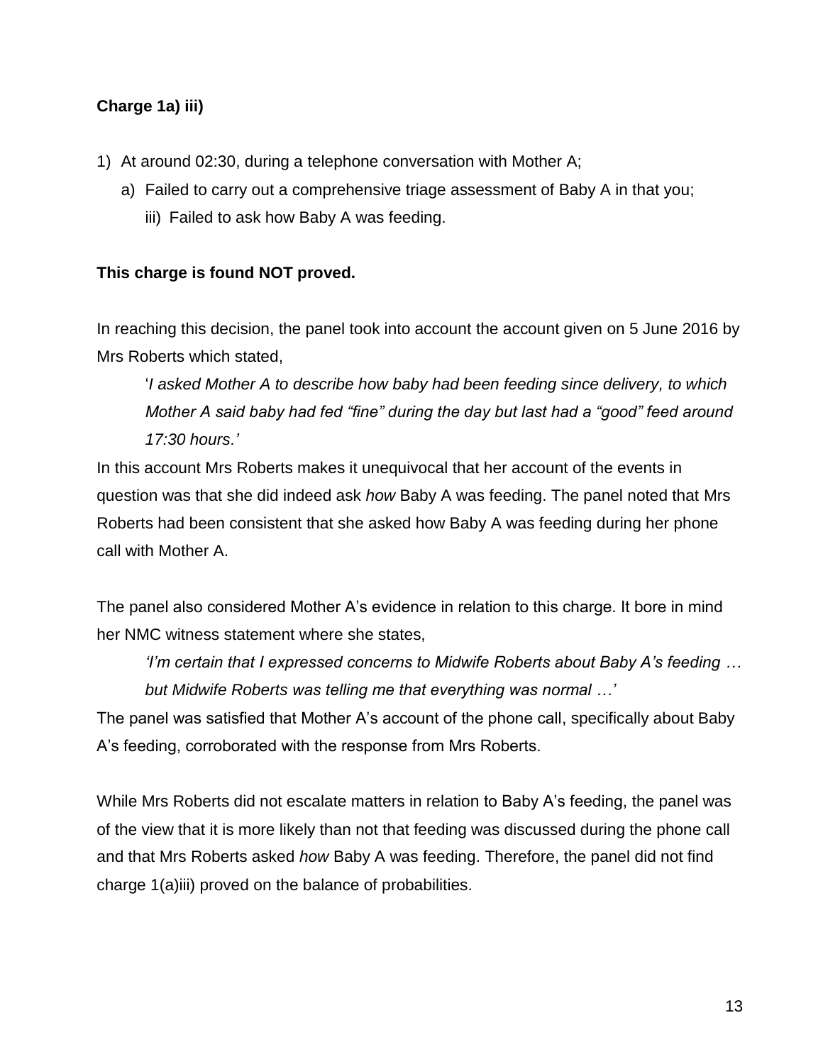**Charge 1a) iii)**

1) At around 02:30, during a telephone conversation with Mother A;
   a) Failed to carry out a comprehensive triage assessment of Baby A in that you;
      iii) Failed to ask how Baby A was feeding.

**This charge is found NOT proved.**

In reaching this decision, the panel took into account the account given on 5 June 2016 by Mrs Roberts which stated,

> '*I asked Mother A to describe how baby had been feeding since delivery, to which Mother A said baby had fed "fine" during the day but last had a "good" feed around 17:30 hours.'*

In this account Mrs Roberts makes it unequivocal that her account of the events in question was that she did indeed ask *how* Baby A was feeding. The panel noted that Mrs Roberts had been consistent that she asked how Baby A was feeding during her phone call with Mother A.

The panel also considered Mother A's evidence in relation to this charge. It bore in mind her NMC witness statement where she states,

> *'I'm certain that I expressed concerns to Midwife Roberts about Baby A's feeding … but Midwife Roberts was telling me that everything was normal …'*

The panel was satisfied that Mother A's account of the phone call, specifically about Baby A's feeding, corroborated with the response from Mrs Roberts.

While Mrs Roberts did not escalate matters in relation to Baby A's feeding, the panel was of the view that it is more likely than not that feeding was discussed during the phone call and that Mrs Roberts asked *how* Baby A was feeding. Therefore, the panel did not find charge 1(a)iii) proved on the balance of probabilities.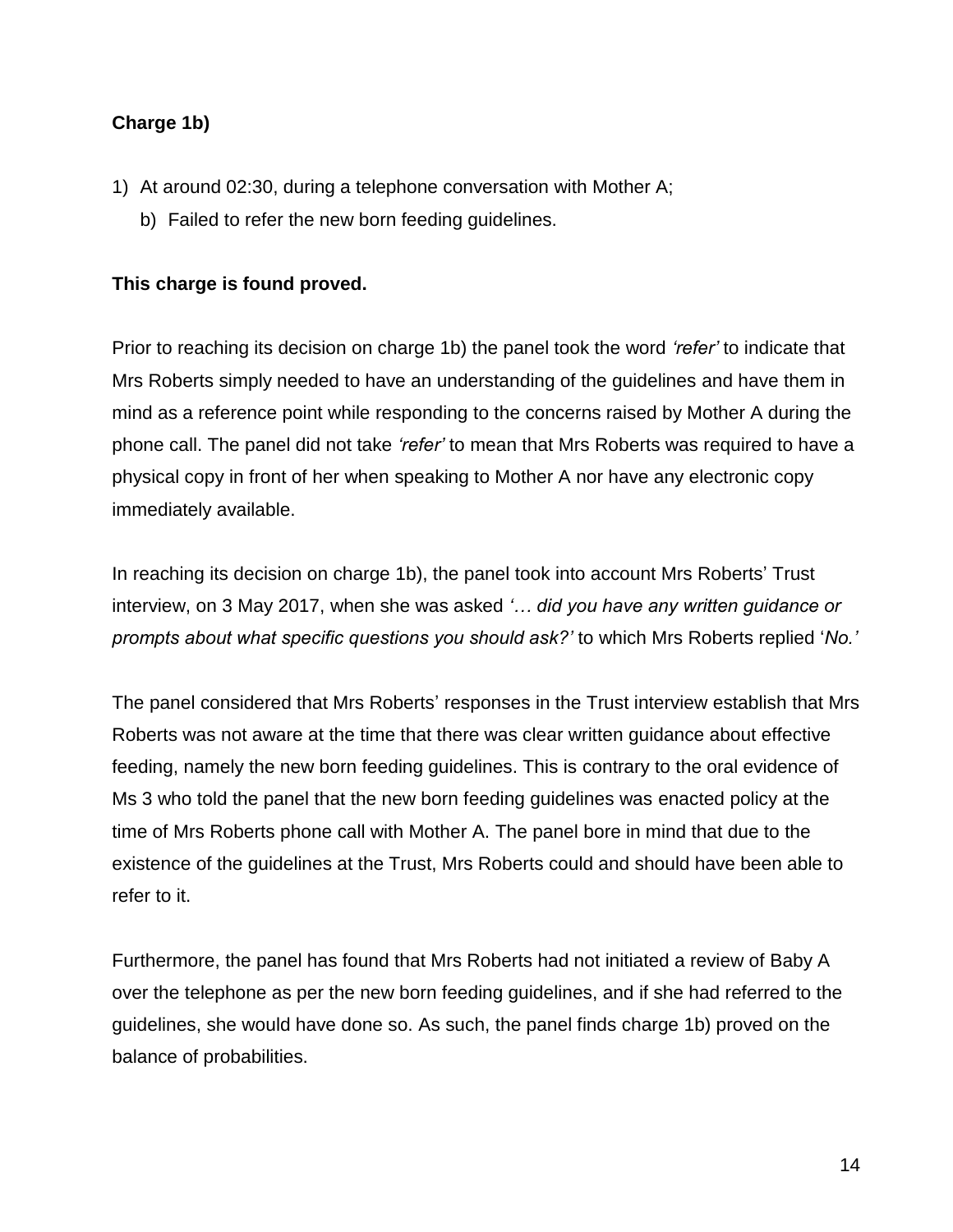**Charge 1b)**

1) At around 02:30, during a telephone conversation with Mother A;
   b) Failed to refer the new born feeding guidelines.

**This charge is found proved.**

Prior to reaching its decision on charge 1b) the panel took the word *'refer'* to indicate that Mrs Roberts simply needed to have an understanding of the guidelines and have them in mind as a reference point while responding to the concerns raised by Mother A during the phone call. The panel did not take *'refer'* to mean that Mrs Roberts was required to have a physical copy in front of her when speaking to Mother A nor have any electronic copy immediately available.

In reaching its decision on charge 1b), the panel took into account Mrs Roberts' Trust interview, on 3 May 2017, when she was asked *'… did you have any written guidance or prompts about what specific questions you should ask?'* to which Mrs Roberts replied '*No.'*

The panel considered that Mrs Roberts' responses in the Trust interview establish that Mrs Roberts was not aware at the time that there was clear written guidance about effective feeding, namely the new born feeding guidelines. This is contrary to the oral evidence of Ms 3 who told the panel that the new born feeding guidelines was enacted policy at the time of Mrs Roberts phone call with Mother A. The panel bore in mind that due to the existence of the guidelines at the Trust, Mrs Roberts could and should have been able to refer to it.

Furthermore, the panel has found that Mrs Roberts had not initiated a review of Baby A over the telephone as per the new born feeding guidelines, and if she had referred to the guidelines, she would have done so. As such, the panel finds charge 1b) proved on the balance of probabilities.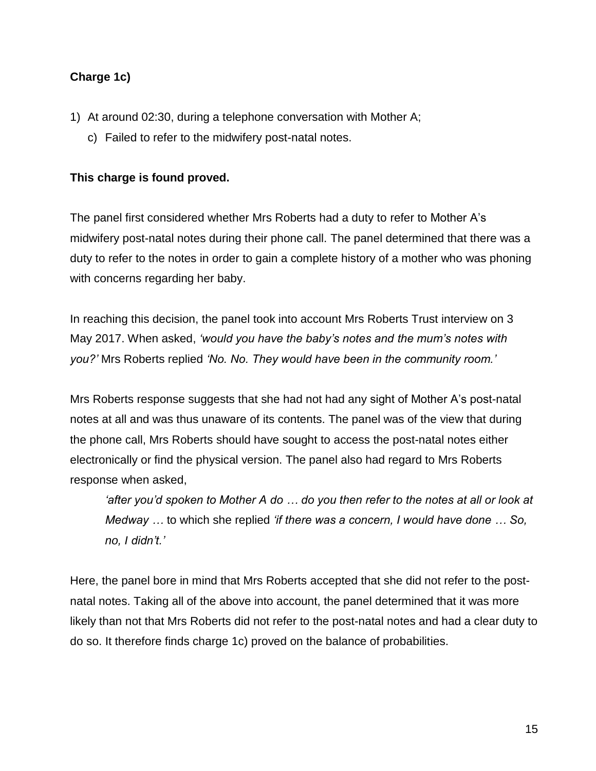**Charge 1c)**

1) At around 02:30, during a telephone conversation with Mother A;
    c) Failed to refer to the midwifery post-natal notes.

**This charge is found proved.**

The panel first considered whether Mrs Roberts had a duty to refer to Mother A's midwifery post-natal notes during their phone call. The panel determined that there was a duty to refer to the notes in order to gain a complete history of a mother who was phoning with concerns regarding her baby.

In reaching this decision, the panel took into account Mrs Roberts Trust interview on 3 May 2017. When asked, *'would you have the baby's notes and the mum's notes with you?'* Mrs Roberts replied *'No. No. They would have been in the community room.'*

Mrs Roberts response suggests that she had not had any sight of Mother A's post-natal notes at all and was thus unaware of its contents. The panel was of the view that during the phone call, Mrs Roberts should have sought to access the post-natal notes either electronically or find the physical version. The panel also had regard to Mrs Roberts response when asked,

> *'after you'd spoken to Mother A do … do you then refer to the notes at all or look at Medway …* to which she replied *'if there was a concern, I would have done … So, no, I didn't.'*

Here, the panel bore in mind that Mrs Roberts accepted that she did not refer to the post-natal notes. Taking all of the above into account, the panel determined that it was more likely than not that Mrs Roberts did not refer to the post-natal notes and had a clear duty to do so. It therefore finds charge 1c) proved on the balance of probabilities.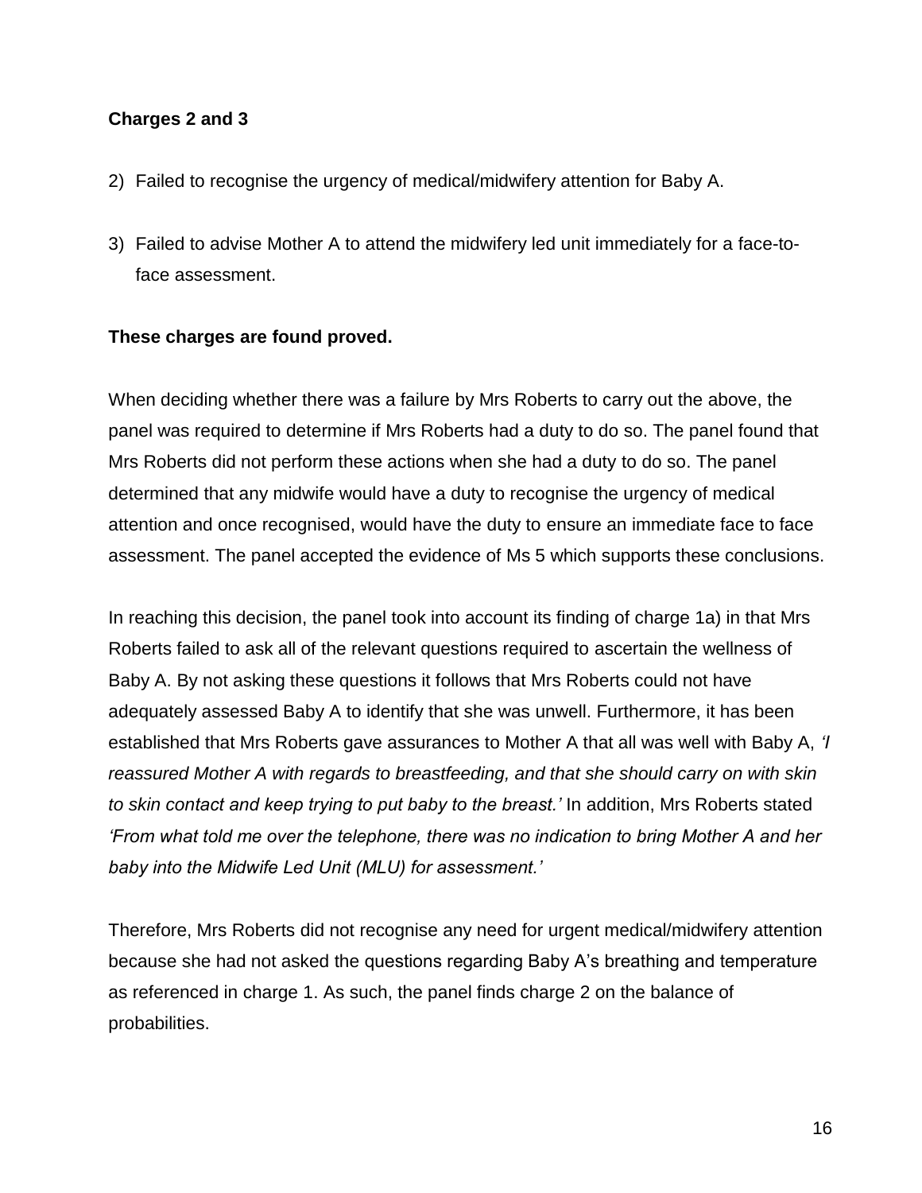**Charges 2 and 3**

2) Failed to recognise the urgency of medical/midwifery attention for Baby A.

3) Failed to advise Mother A to attend the midwifery led unit immediately for a face-to-face assessment.

**These charges are found proved.**

When deciding whether there was a failure by Mrs Roberts to carry out the above, the panel was required to determine if Mrs Roberts had a duty to do so. The panel found that Mrs Roberts did not perform these actions when she had a duty to do so. The panel determined that any midwife would have a duty to recognise the urgency of medical attention and once recognised, would have the duty to ensure an immediate face to face assessment. The panel accepted the evidence of Ms 5 which supports these conclusions.

In reaching this decision, the panel took into account its finding of charge 1a) in that Mrs Roberts failed to ask all of the relevant questions required to ascertain the wellness of Baby A. By not asking these questions it follows that Mrs Roberts could not have adequately assessed Baby A to identify that she was unwell. Furthermore, it has been established that Mrs Roberts gave assurances to Mother A that all was well with Baby A, *'I reassured Mother A with regards to breastfeeding, and that she should carry on with skin to skin contact and keep trying to put baby to the breast.'* In addition, Mrs Roberts stated *'From what told me over the telephone, there was no indication to bring Mother A and her baby into the Midwife Led Unit (MLU) for assessment.'*

Therefore, Mrs Roberts did not recognise any need for urgent medical/midwifery attention because she had not asked the questions regarding Baby A's breathing and temperature as referenced in charge 1. As such, the panel finds charge 2 on the balance of probabilities.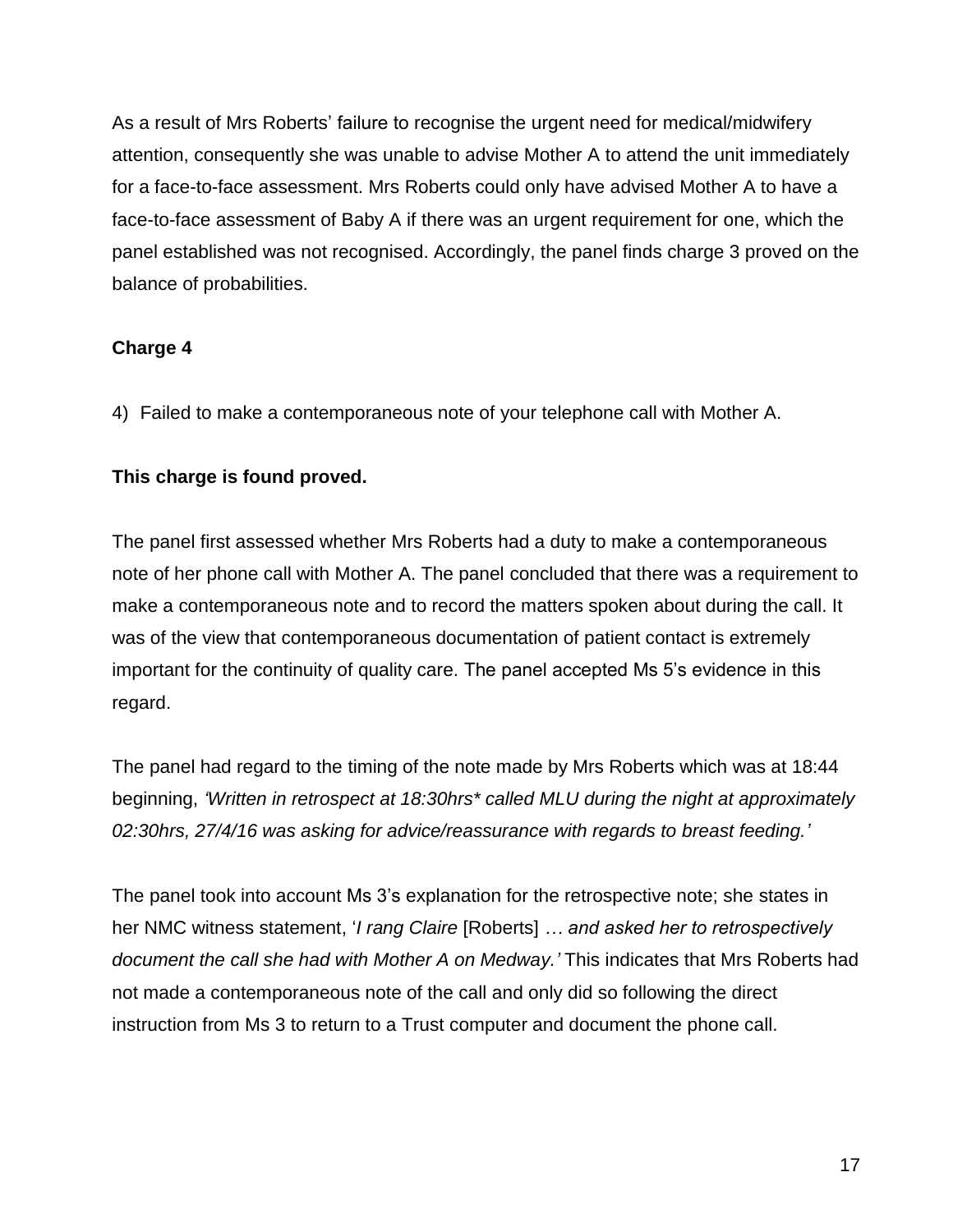As a result of Mrs Roberts' failure to recognise the urgent need for medical/midwifery attention, consequently she was unable to advise Mother A to attend the unit immediately for a face-to-face assessment. Mrs Roberts could only have advised Mother A to have a face-to-face assessment of Baby A if there was an urgent requirement for one, which the panel established was not recognised. Accordingly, the panel finds charge 3 proved on the balance of probabilities.

**Charge 4**

4) Failed to make a contemporaneous note of your telephone call with Mother A.

**This charge is found proved.**

The panel first assessed whether Mrs Roberts had a duty to make a contemporaneous note of her phone call with Mother A. The panel concluded that there was a requirement to make a contemporaneous note and to record the matters spoken about during the call. It was of the view that contemporaneous documentation of patient contact is extremely important for the continuity of quality care. The panel accepted Ms 5's evidence in this regard.

The panel had regard to the timing of the note made by Mrs Roberts which was at 18:44 beginning, *'Written in retrospect at 18:30hrs* called MLU during the night at approximately 02:30hrs, 27/4/16 was asking for advice/reassurance with regards to breast feeding.'*

The panel took into account Ms 3's explanation for the retrospective note; she states in her NMC witness statement, '*I rang Claire* [Roberts] *… and asked her to retrospectively document the call she had with Mother A on Medway.'* This indicates that Mrs Roberts had not made a contemporaneous note of the call and only did so following the direct instruction from Ms 3 to return to a Trust computer and document the phone call.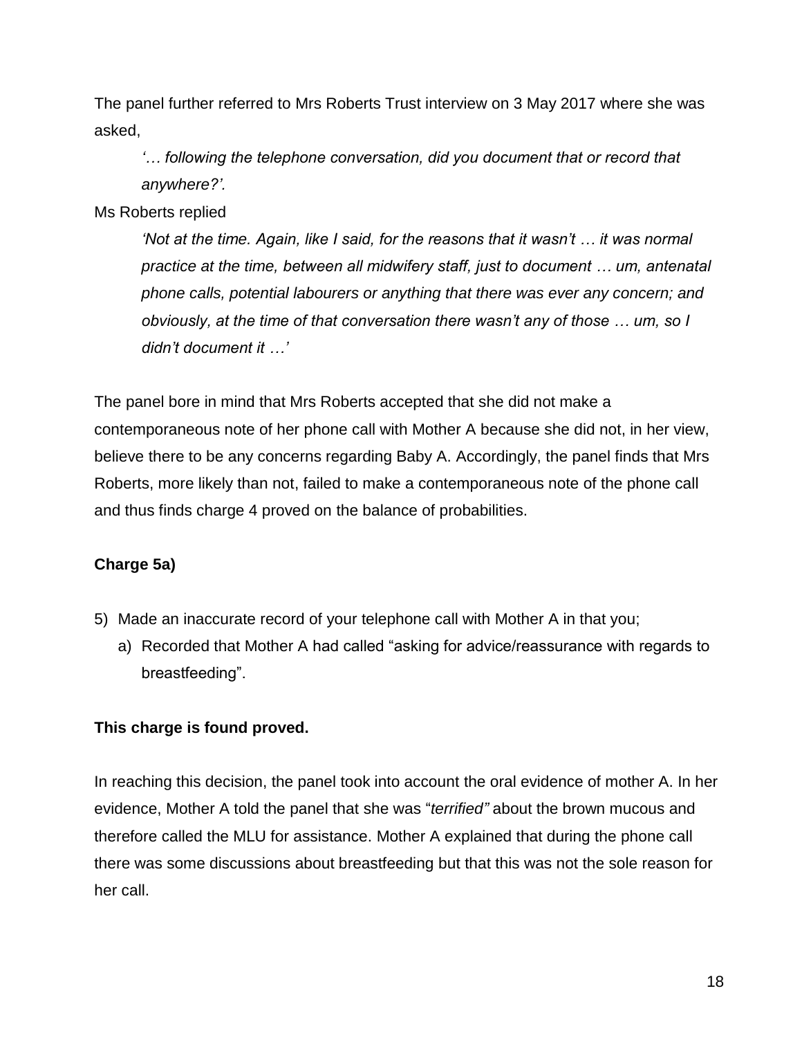The panel further referred to Mrs Roberts Trust interview on 3 May 2017 where she was asked,

> *'… following the telephone conversation, did you document that or record that anywhere?'.*

Ms Roberts replied

> *'Not at the time. Again, like I said, for the reasons that it wasn't … it was normal practice at the time, between all midwifery staff, just to document … um, antenatal phone calls, potential labourers or anything that there was ever any concern; and obviously, at the time of that conversation there wasn't any of those … um, so I didn't document it …'*

The panel bore in mind that Mrs Roberts accepted that she did not make a contemporaneous note of her phone call with Mother A because she did not, in her view, believe there to be any concerns regarding Baby A. Accordingly, the panel finds that Mrs Roberts, more likely than not, failed to make a contemporaneous note of the phone call and thus finds charge 4 proved on the balance of probabilities.

**Charge 5a)**

5) Made an inaccurate record of your telephone call with Mother A in that you;
   a) Recorded that Mother A had called "asking for advice/reassurance with regards to breastfeeding".

**This charge is found proved.**

In reaching this decision, the panel took into account the oral evidence of mother A. In her evidence, Mother A told the panel that she was "*terrified"* about the brown mucous and therefore called the MLU for assistance. Mother A explained that during the phone call there was some discussions about breastfeeding but that this was not the sole reason for her call.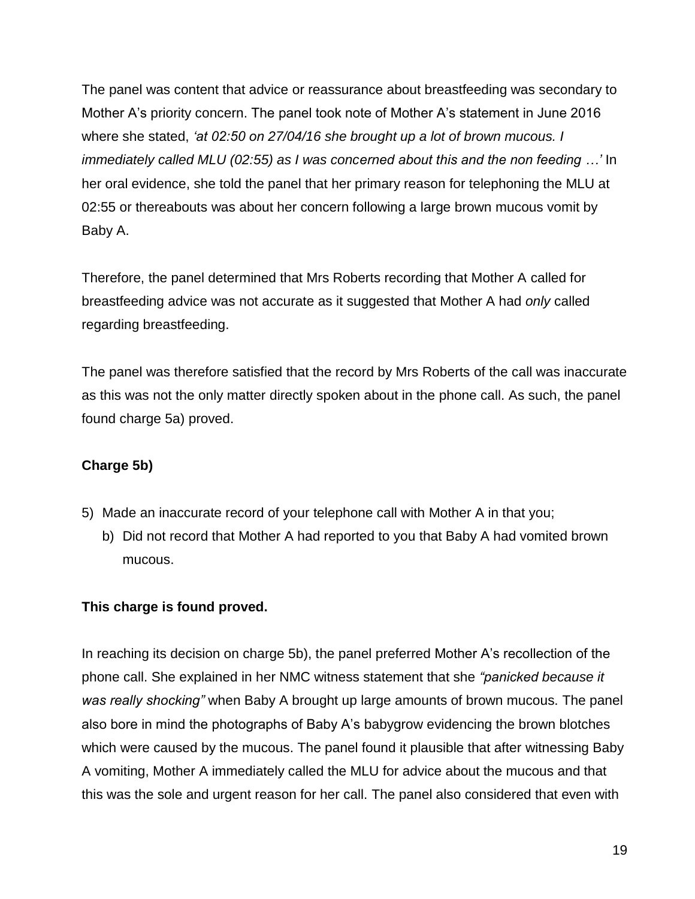The panel was content that advice or reassurance about breastfeeding was secondary to Mother A's priority concern. The panel took note of Mother A's statement in June 2016 where she stated, *'at 02:50 on 27/04/16 she brought up a lot of brown mucous. I immediately called MLU (02:55) as I was concerned about this and the non feeding …'* In her oral evidence, she told the panel that her primary reason for telephoning the MLU at 02:55 or thereabouts was about her concern following a large brown mucous vomit by Baby A.

Therefore, the panel determined that Mrs Roberts recording that Mother A called for breastfeeding advice was not accurate as it suggested that Mother A had *only* called regarding breastfeeding.

The panel was therefore satisfied that the record by Mrs Roberts of the call was inaccurate as this was not the only matter directly spoken about in the phone call. As such, the panel found charge 5a) proved.

**Charge 5b)**

5) Made an inaccurate record of your telephone call with Mother A in that you;
   b) Did not record that Mother A had reported to you that Baby A had vomited brown mucous.

**This charge is found proved.**

In reaching its decision on charge 5b), the panel preferred Mother A's recollection of the phone call. She explained in her NMC witness statement that she *"panicked because it was really shocking"* when Baby A brought up large amounts of brown mucous. The panel also bore in mind the photographs of Baby A's babygrow evidencing the brown blotches which were caused by the mucous. The panel found it plausible that after witnessing Baby A vomiting, Mother A immediately called the MLU for advice about the mucous and that this was the sole and urgent reason for her call. The panel also considered that even with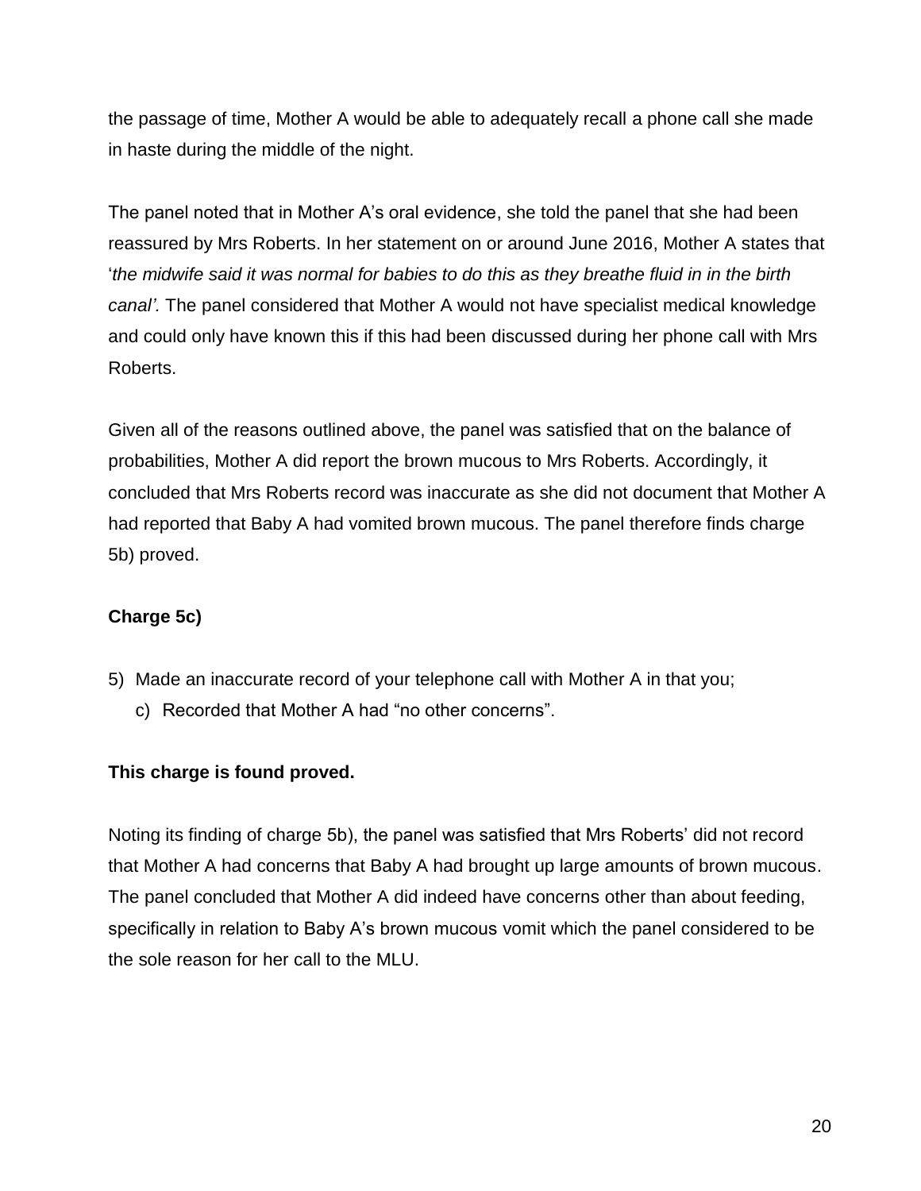the passage of time, Mother A would be able to adequately recall a phone call she made in haste during the middle of the night.

The panel noted that in Mother A's oral evidence, she told the panel that she had been reassured by Mrs Roberts. In her statement on or around June 2016, Mother A states that '*the midwife said it was normal for babies to do this as they breathe fluid in in the birth canal'.* The panel considered that Mother A would not have specialist medical knowledge and could only have known this if this had been discussed during her phone call with Mrs Roberts.

Given all of the reasons outlined above, the panel was satisfied that on the balance of probabilities, Mother A did report the brown mucous to Mrs Roberts. Accordingly, it concluded that Mrs Roberts record was inaccurate as she did not document that Mother A had reported that Baby A had vomited brown mucous. The panel therefore finds charge 5b) proved.

**Charge 5c)**

5) Made an inaccurate record of your telephone call with Mother A in that you;
   c) Recorded that Mother A had "no other concerns".

**This charge is found proved.**

Noting its finding of charge 5b), the panel was satisfied that Mrs Roberts' did not record that Mother A had concerns that Baby A had brought up large amounts of brown mucous. The panel concluded that Mother A did indeed have concerns other than about feeding, specifically in relation to Baby A's brown mucous vomit which the panel considered to be the sole reason for her call to the MLU.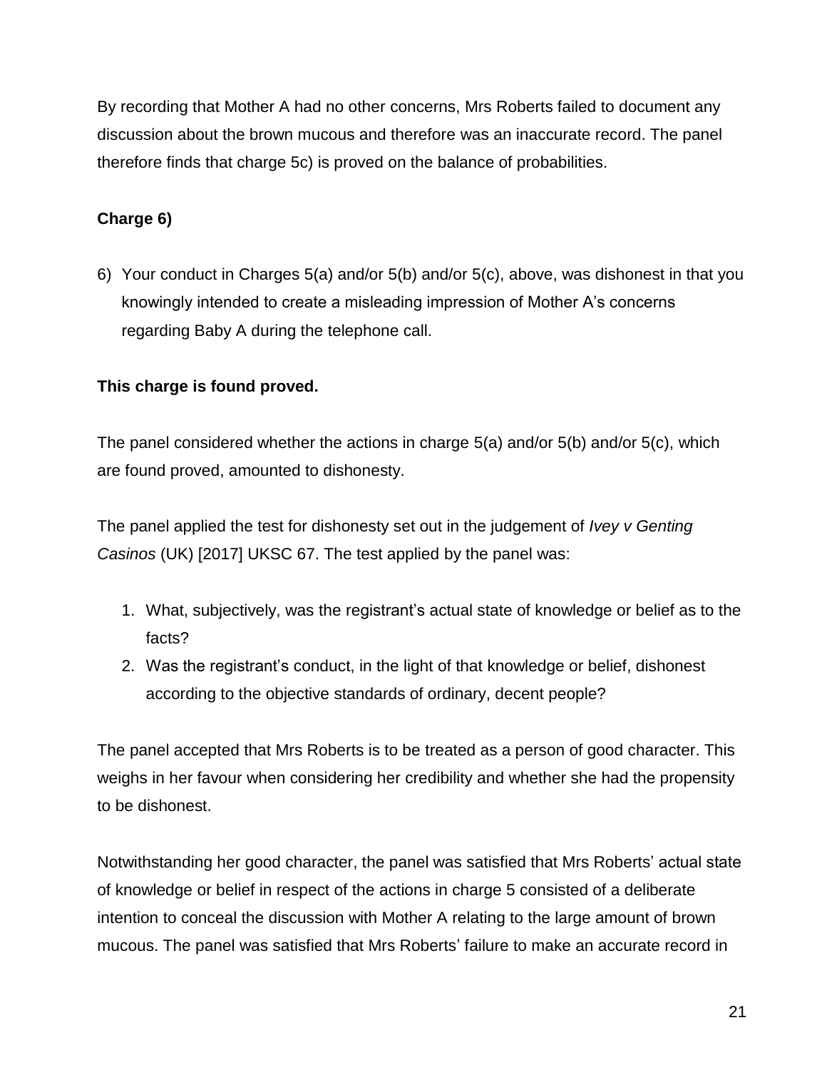By recording that Mother A had no other concerns, Mrs Roberts failed to document any discussion about the brown mucous and therefore was an inaccurate record. The panel therefore finds that charge 5c) is proved on the balance of probabilities.

**Charge 6)**

6) Your conduct in Charges 5(a) and/or 5(b) and/or 5(c), above, was dishonest in that you knowingly intended to create a misleading impression of Mother A's concerns regarding Baby A during the telephone call.

**This charge is found proved.**

The panel considered whether the actions in charge 5(a) and/or 5(b) and/or 5(c), which are found proved, amounted to dishonesty.

The panel applied the test for dishonesty set out in the judgement of *Ivey v Genting Casinos* (UK) [2017] UKSC 67. The test applied by the panel was:

1. What, subjectively, was the registrant's actual state of knowledge or belief as to the facts?
2. Was the registrant's conduct, in the light of that knowledge or belief, dishonest according to the objective standards of ordinary, decent people?

The panel accepted that Mrs Roberts is to be treated as a person of good character. This weighs in her favour when considering her credibility and whether she had the propensity to be dishonest.

Notwithstanding her good character, the panel was satisfied that Mrs Roberts' actual state of knowledge or belief in respect of the actions in charge 5 consisted of a deliberate intention to conceal the discussion with Mother A relating to the large amount of brown mucous. The panel was satisfied that Mrs Roberts' failure to make an accurate record in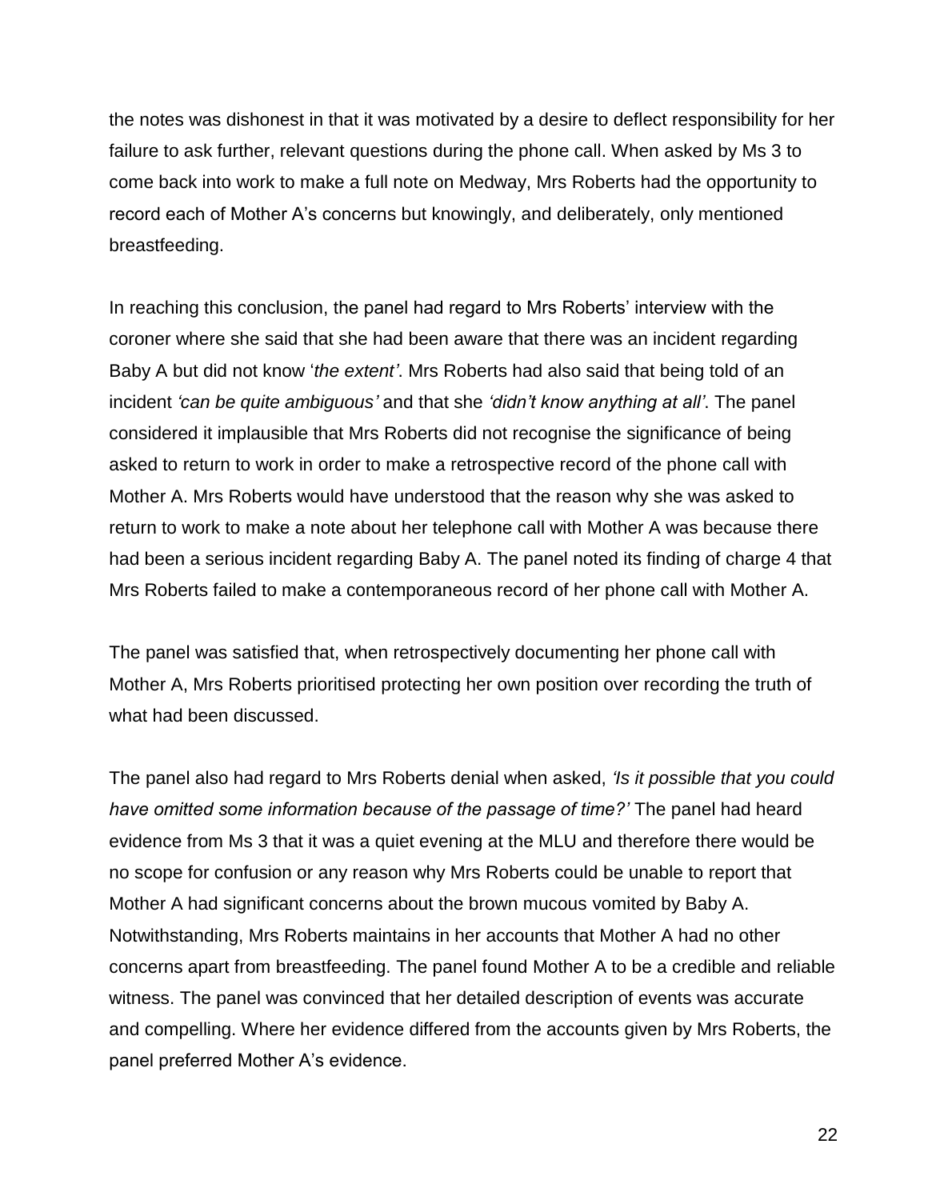the notes was dishonest in that it was motivated by a desire to deflect responsibility for her failure to ask further, relevant questions during the phone call. When asked by Ms 3 to come back into work to make a full note on Medway, Mrs Roberts had the opportunity to record each of Mother A's concerns but knowingly, and deliberately, only mentioned breastfeeding.

In reaching this conclusion, the panel had regard to Mrs Roberts' interview with the coroner where she said that she had been aware that there was an incident regarding Baby A but did not know '*the extent'*. Mrs Roberts had also said that being told of an incident *'can be quite ambiguous'* and that she *'didn't know anything at all'*. The panel considered it implausible that Mrs Roberts did not recognise the significance of being asked to return to work in order to make a retrospective record of the phone call with Mother A. Mrs Roberts would have understood that the reason why she was asked to return to work to make a note about her telephone call with Mother A was because there had been a serious incident regarding Baby A. The panel noted its finding of charge 4 that Mrs Roberts failed to make a contemporaneous record of her phone call with Mother A.

The panel was satisfied that, when retrospectively documenting her phone call with Mother A, Mrs Roberts prioritised protecting her own position over recording the truth of what had been discussed.

The panel also had regard to Mrs Roberts denial when asked, *'Is it possible that you could have omitted some information because of the passage of time?'* The panel had heard evidence from Ms 3 that it was a quiet evening at the MLU and therefore there would be no scope for confusion or any reason why Mrs Roberts could be unable to report that Mother A had significant concerns about the brown mucous vomited by Baby A. Notwithstanding, Mrs Roberts maintains in her accounts that Mother A had no other concerns apart from breastfeeding. The panel found Mother A to be a credible and reliable witness. The panel was convinced that her detailed description of events was accurate and compelling. Where her evidence differed from the accounts given by Mrs Roberts, the panel preferred Mother A's evidence.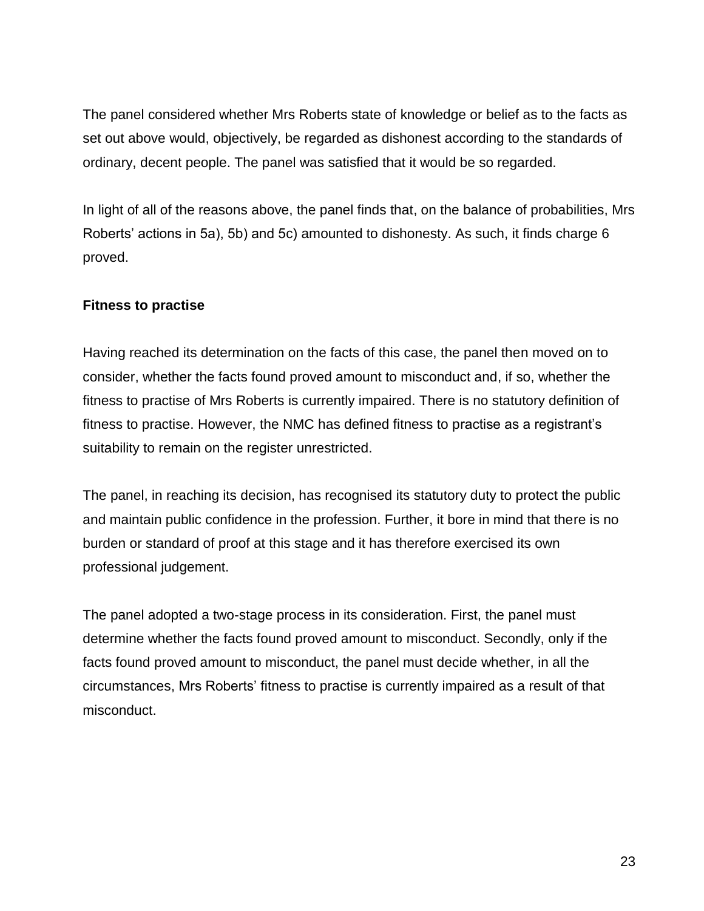The panel considered whether Mrs Roberts state of knowledge or belief as to the facts as set out above would, objectively, be regarded as dishonest according to the standards of ordinary, decent people. The panel was satisfied that it would be so regarded.

In light of all of the reasons above, the panel finds that, on the balance of probabilities, Mrs Roberts' actions in 5a), 5b) and 5c) amounted to dishonesty. As such, it finds charge 6 proved.

**Fitness to practise**

Having reached its determination on the facts of this case, the panel then moved on to consider, whether the facts found proved amount to misconduct and, if so, whether the fitness to practise of Mrs Roberts is currently impaired. There is no statutory definition of fitness to practise. However, the NMC has defined fitness to practise as a registrant's suitability to remain on the register unrestricted.

The panel, in reaching its decision, has recognised its statutory duty to protect the public and maintain public confidence in the profession. Further, it bore in mind that there is no burden or standard of proof at this stage and it has therefore exercised its own professional judgement.

The panel adopted a two-stage process in its consideration. First, the panel must determine whether the facts found proved amount to misconduct. Secondly, only if the facts found proved amount to misconduct, the panel must decide whether, in all the circumstances, Mrs Roberts' fitness to practise is currently impaired as a result of that misconduct.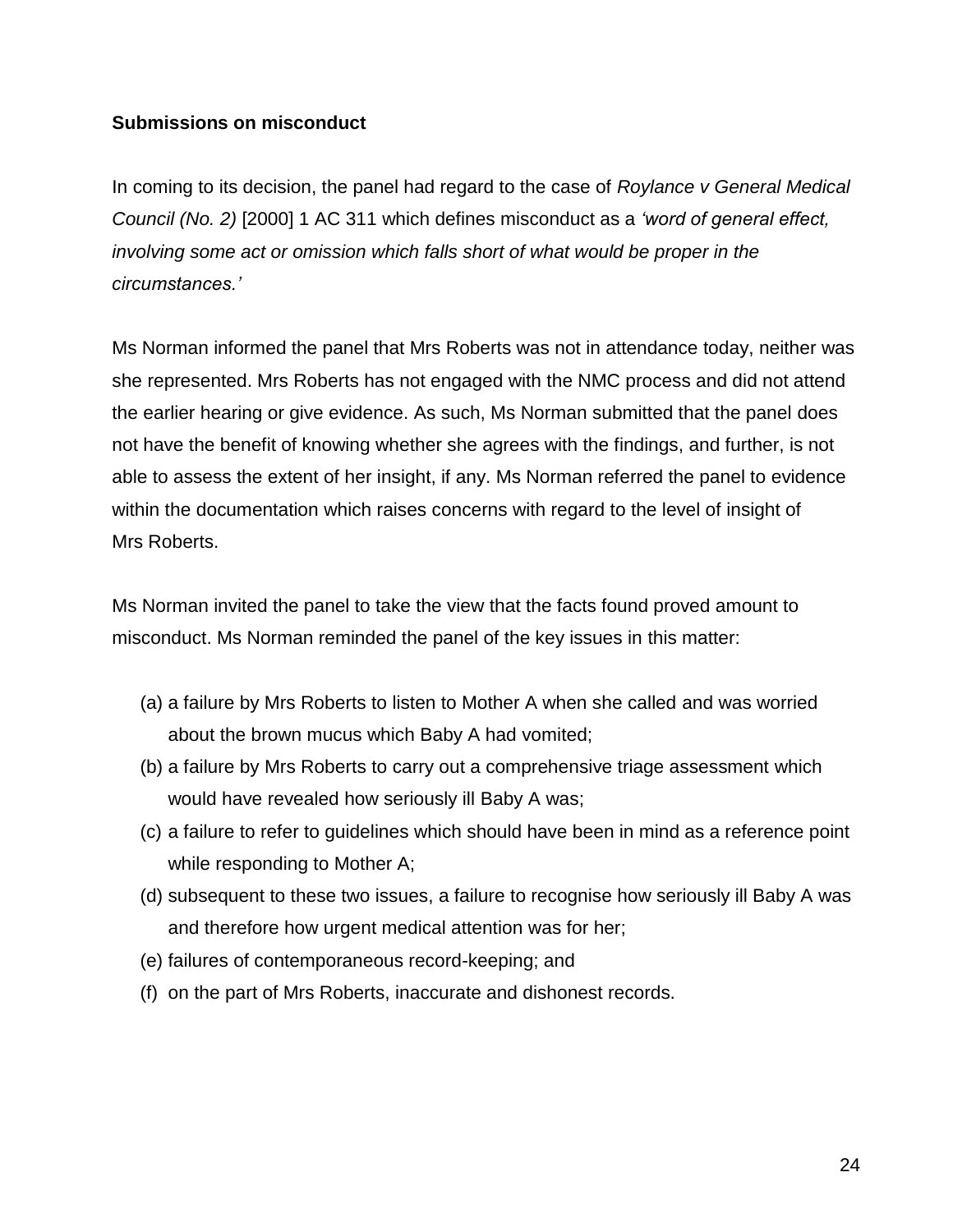**Submissions on misconduct**

In coming to its decision, the panel had regard to the case of *Roylance v General Medical Council (No. 2)* [2000] 1 AC 311 which defines misconduct as a *'word of general effect, involving some act or omission which falls short of what would be proper in the circumstances.'*

Ms Norman informed the panel that Mrs Roberts was not in attendance today, neither was she represented. Mrs Roberts has not engaged with the NMC process and did not attend the earlier hearing or give evidence. As such, Ms Norman submitted that the panel does not have the benefit of knowing whether she agrees with the findings, and further, is not able to assess the extent of her insight, if any. Ms Norman referred the panel to evidence within the documentation which raises concerns with regard to the level of insight of Mrs Roberts.

Ms Norman invited the panel to take the view that the facts found proved amount to misconduct. Ms Norman reminded the panel of the key issues in this matter:

(a) a failure by Mrs Roberts to listen to Mother A when she called and was worried about the brown mucus which Baby A had vomited;
(b) a failure by Mrs Roberts to carry out a comprehensive triage assessment which would have revealed how seriously ill Baby A was;
(c) a failure to refer to guidelines which should have been in mind as a reference point while responding to Mother A;
(d) subsequent to these two issues, a failure to recognise how seriously ill Baby A was and therefore how urgent medical attention was for her;
(e) failures of contemporaneous record-keeping; and
(f) on the part of Mrs Roberts, inaccurate and dishonest records.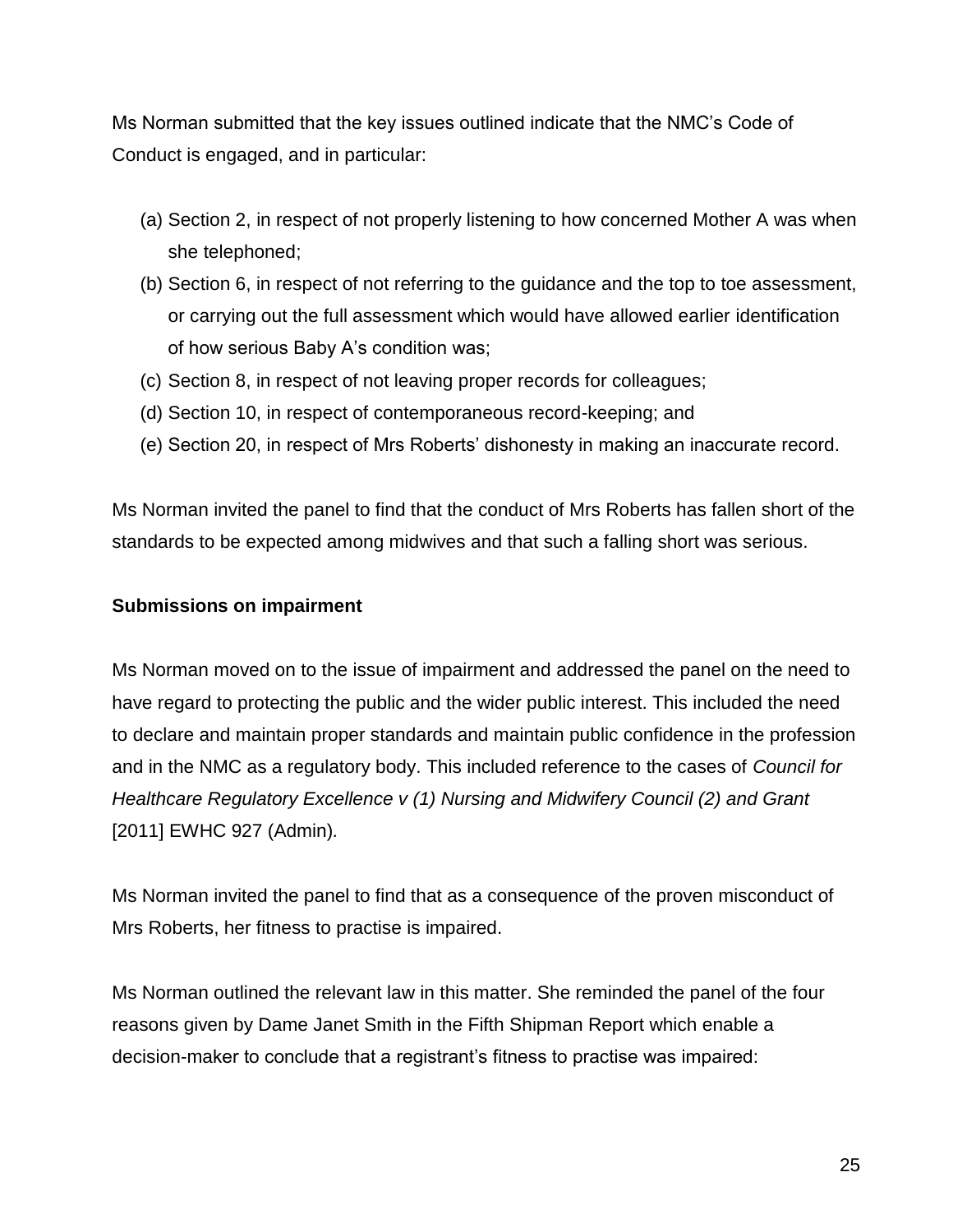Ms Norman submitted that the key issues outlined indicate that the NMC's Code of Conduct is engaged, and in particular:

(a) Section 2, in respect of not properly listening to how concerned Mother A was when she telephoned;
(b) Section 6, in respect of not referring to the guidance and the top to toe assessment, or carrying out the full assessment which would have allowed earlier identification of how serious Baby A's condition was;
(c) Section 8, in respect of not leaving proper records for colleagues;
(d) Section 10, in respect of contemporaneous record-keeping; and
(e) Section 20, in respect of Mrs Roberts' dishonesty in making an inaccurate record.

Ms Norman invited the panel to find that the conduct of Mrs Roberts has fallen short of the standards to be expected among midwives and that such a falling short was serious.

**Submissions on impairment**

Ms Norman moved on to the issue of impairment and addressed the panel on the need to have regard to protecting the public and the wider public interest. This included the need to declare and maintain proper standards and maintain public confidence in the profession and in the NMC as a regulatory body. This included reference to the cases of *Council for Healthcare Regulatory Excellence v (1) Nursing and Midwifery Council (2) and Grant* [2011] EWHC 927 (Admin).

Ms Norman invited the panel to find that as a consequence of the proven misconduct of Mrs Roberts, her fitness to practise is impaired.

Ms Norman outlined the relevant law in this matter. She reminded the panel of the four reasons given by Dame Janet Smith in the Fifth Shipman Report which enable a decision-maker to conclude that a registrant's fitness to practise was impaired: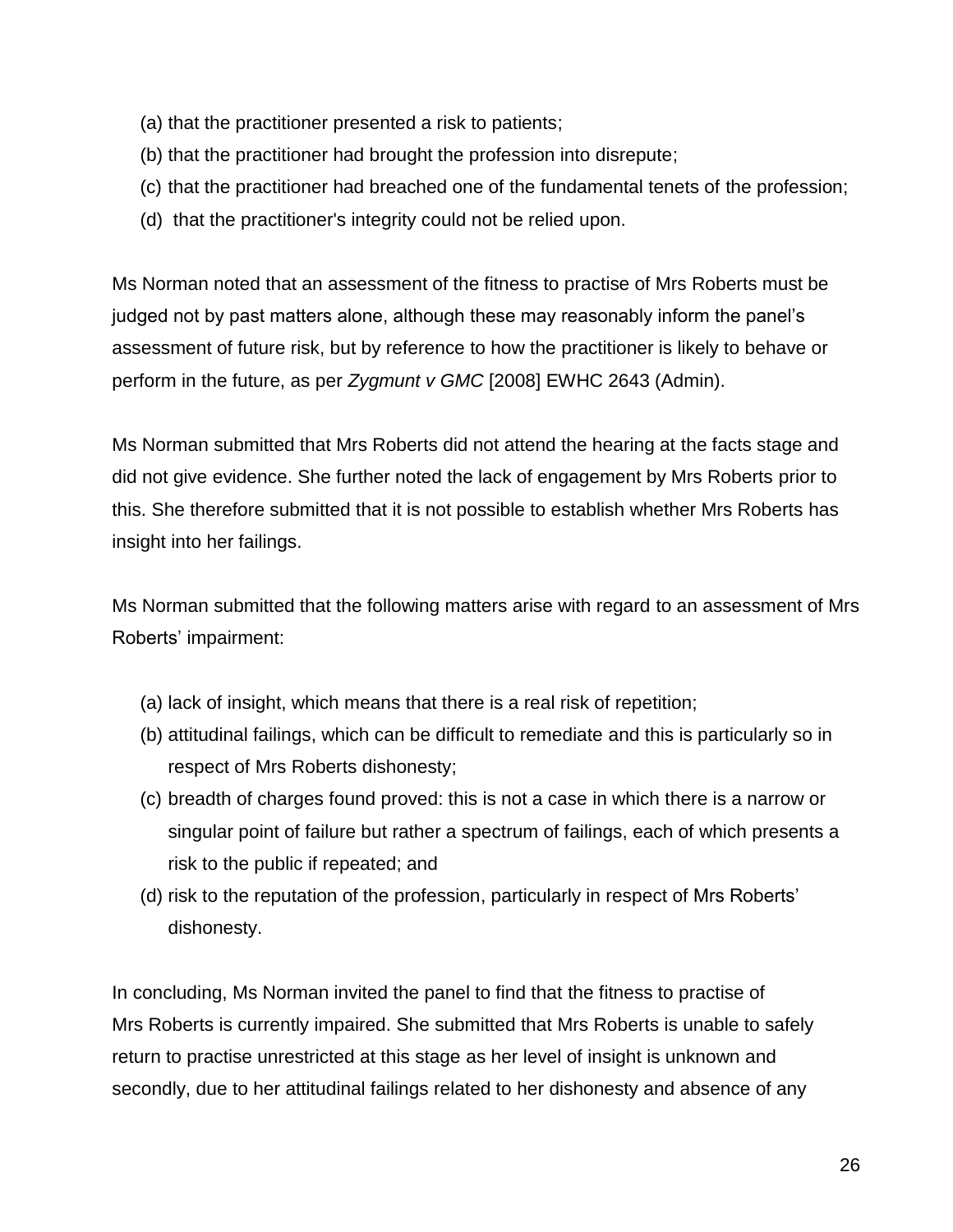(a) that the practitioner presented a risk to patients;
(b) that the practitioner had brought the profession into disrepute;
(c) that the practitioner had breached one of the fundamental tenets of the profession;
(d) that the practitioner's integrity could not be relied upon.

Ms Norman noted that an assessment of the fitness to practise of Mrs Roberts must be judged not by past matters alone, although these may reasonably inform the panel's assessment of future risk, but by reference to how the practitioner is likely to behave or perform in the future, as per *Zygmunt v GMC* [2008] EWHC 2643 (Admin).

Ms Norman submitted that Mrs Roberts did not attend the hearing at the facts stage and did not give evidence. She further noted the lack of engagement by Mrs Roberts prior to this. She therefore submitted that it is not possible to establish whether Mrs Roberts has insight into her failings.

Ms Norman submitted that the following matters arise with regard to an assessment of Mrs Roberts' impairment:

(a) lack of insight, which means that there is a real risk of repetition;
(b) attitudinal failings, which can be difficult to remediate and this is particularly so in respect of Mrs Roberts dishonesty;
(c) breadth of charges found proved: this is not a case in which there is a narrow or singular point of failure but rather a spectrum of failings, each of which presents a risk to the public if repeated; and
(d) risk to the reputation of the profession, particularly in respect of Mrs Roberts' dishonesty.

In concluding, Ms Norman invited the panel to find that the fitness to practise of Mrs Roberts is currently impaired. She submitted that Mrs Roberts is unable to safely return to practise unrestricted at this stage as her level of insight is unknown and secondly, due to her attitudinal failings related to her dishonesty and absence of any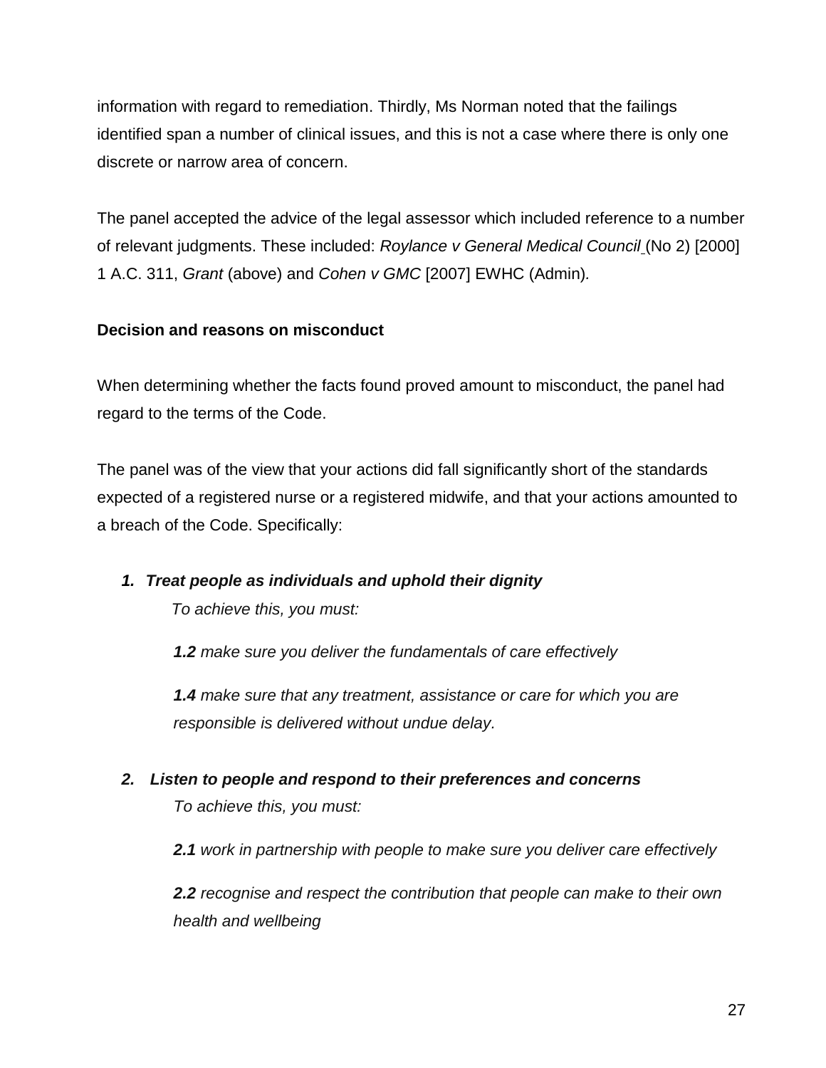information with regard to remediation. Thirdly, Ms Norman noted that the failings identified span a number of clinical issues, and this is not a case where there is only one discrete or narrow area of concern.

The panel accepted the advice of the legal assessor which included reference to a number of relevant judgments. These included: *Roylance v General Medical Council* (No 2) [2000] 1 A.C. 311, *Grant* (above) and *Cohen v GMC* [2007] EWHC (Admin).

**Decision and reasons on misconduct**

When determining whether the facts found proved amount to misconduct, the panel had regard to the terms of the Code.

The panel was of the view that your actions did fall significantly short of the standards expected of a registered nurse or a registered midwife, and that your actions amounted to a breach of the Code. Specifically:

***1. Treat people as individuals and uphold their dignity***

*To achieve this, you must:*

***1.2** make sure you deliver the fundamentals of care effectively*

***1.4** make sure that any treatment, assistance or care for which you are responsible is delivered without undue delay.*

***2. Listen to people and respond to their preferences and concerns***

*To achieve this, you must:*

***2.1** work in partnership with people to make sure you deliver care effectively*

***2.2** recognise and respect the contribution that people can make to their own health and wellbeing*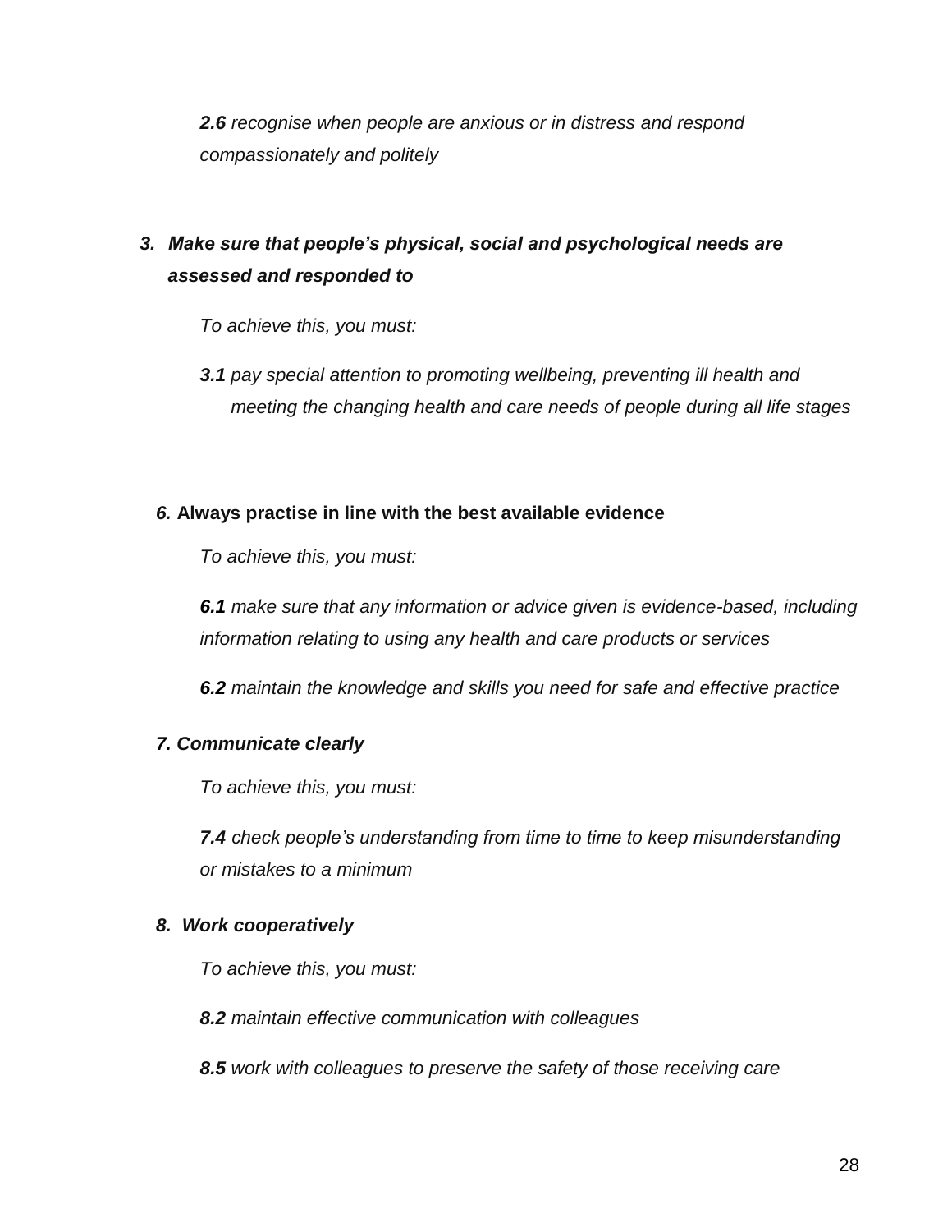*__2.6__ recognise when people are anxious or in distress and respond compassionately and politely*

***3. Make sure that people's physical, social and psychological needs are assessed and responded to***

*To achieve this, you must:*

*__3.1__ pay special attention to promoting wellbeing, preventing ill health and meeting the changing health and care needs of people during all life stages*

***6.*** **Always practise in line with the best available evidence**

*To achieve this, you must:*

*__6.1__ make sure that any information or advice given is evidence-based, including information relating to using any health and care products or services*

*__6.2__ maintain the knowledge and skills you need for safe and effective practice*

***7. Communicate clearly***

*To achieve this, you must:*

*__7.4__ check people's understanding from time to time to keep misunderstanding or mistakes to a minimum*

***8. Work cooperatively***

*To achieve this, you must:*

*__8.2__ maintain effective communication with colleagues*

*__8.5__ work with colleagues to preserve the safety of those receiving care*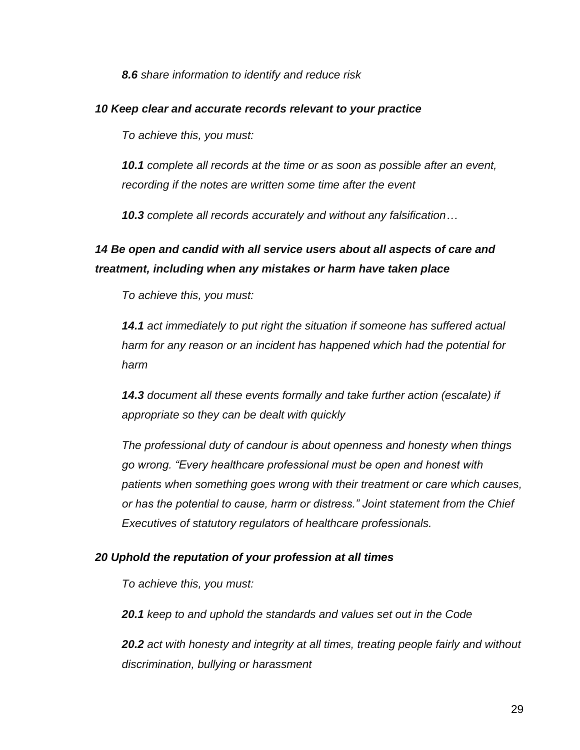*__8.6__ share information to identify and reduce risk*

***10 Keep clear and accurate records relevant to your practice***

*To achieve this, you must:*

*__10.1__ complete all records at the time or as soon as possible after an event, recording if the notes are written some time after the event*

*__10.3__ complete all records accurately and without any falsification…*

***14 Be open and candid with all service users about all aspects of care and treatment, including when any mistakes or harm have taken place***

*To achieve this, you must:*

*__14.1__ act immediately to put right the situation if someone has suffered actual harm for any reason or an incident has happened which had the potential for harm*

*__14.3__ document all these events formally and take further action (escalate) if appropriate so they can be dealt with quickly*

*The professional duty of candour is about openness and honesty when things go wrong. "Every healthcare professional must be open and honest with patients when something goes wrong with their treatment or care which causes, or has the potential to cause, harm or distress." Joint statement from the Chief Executives of statutory regulators of healthcare professionals.*

***20 Uphold the reputation of your profession at all times***

*To achieve this, you must:*

*__20.1__ keep to and uphold the standards and values set out in the Code*

*__20.2__ act with honesty and integrity at all times, treating people fairly and without discrimination, bullying or harassment*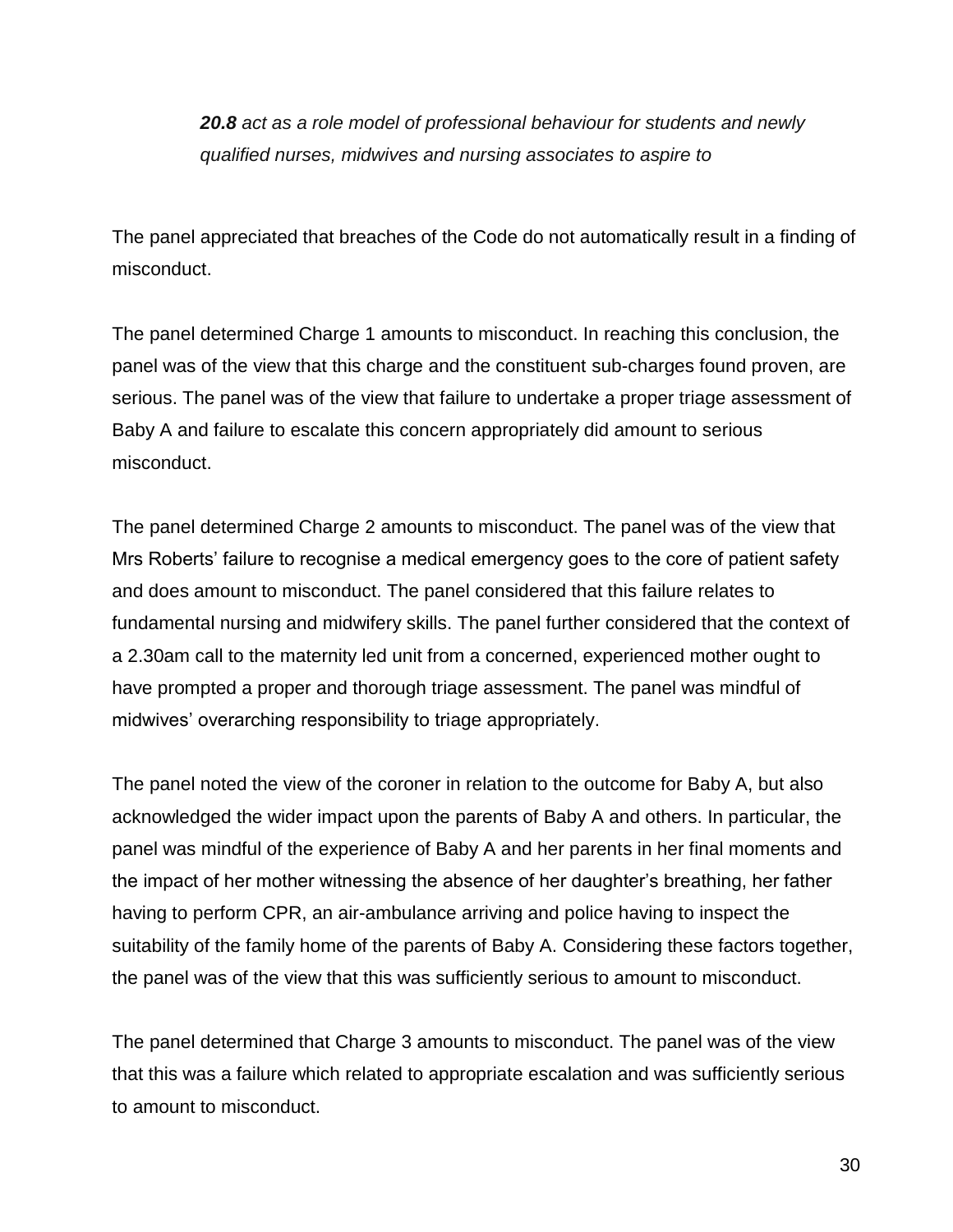> ***20.8** act as a role model of professional behaviour for students and newly qualified nurses, midwives and nursing associates to aspire to*

The panel appreciated that breaches of the Code do not automatically result in a finding of misconduct.

The panel determined Charge 1 amounts to misconduct. In reaching this conclusion, the panel was of the view that this charge and the constituent sub-charges found proven, are serious. The panel was of the view that failure to undertake a proper triage assessment of Baby A and failure to escalate this concern appropriately did amount to serious misconduct.

The panel determined Charge 2 amounts to misconduct. The panel was of the view that Mrs Roberts' failure to recognise a medical emergency goes to the core of patient safety and does amount to misconduct. The panel considered that this failure relates to fundamental nursing and midwifery skills. The panel further considered that the context of a 2.30am call to the maternity led unit from a concerned, experienced mother ought to have prompted a proper and thorough triage assessment. The panel was mindful of midwives' overarching responsibility to triage appropriately.

The panel noted the view of the coroner in relation to the outcome for Baby A, but also acknowledged the wider impact upon the parents of Baby A and others. In particular, the panel was mindful of the experience of Baby A and her parents in her final moments and the impact of her mother witnessing the absence of her daughter's breathing, her father having to perform CPR, an air-ambulance arriving and police having to inspect the suitability of the family home of the parents of Baby A. Considering these factors together, the panel was of the view that this was sufficiently serious to amount to misconduct.

The panel determined that Charge 3 amounts to misconduct. The panel was of the view that this was a failure which related to appropriate escalation and was sufficiently serious to amount to misconduct.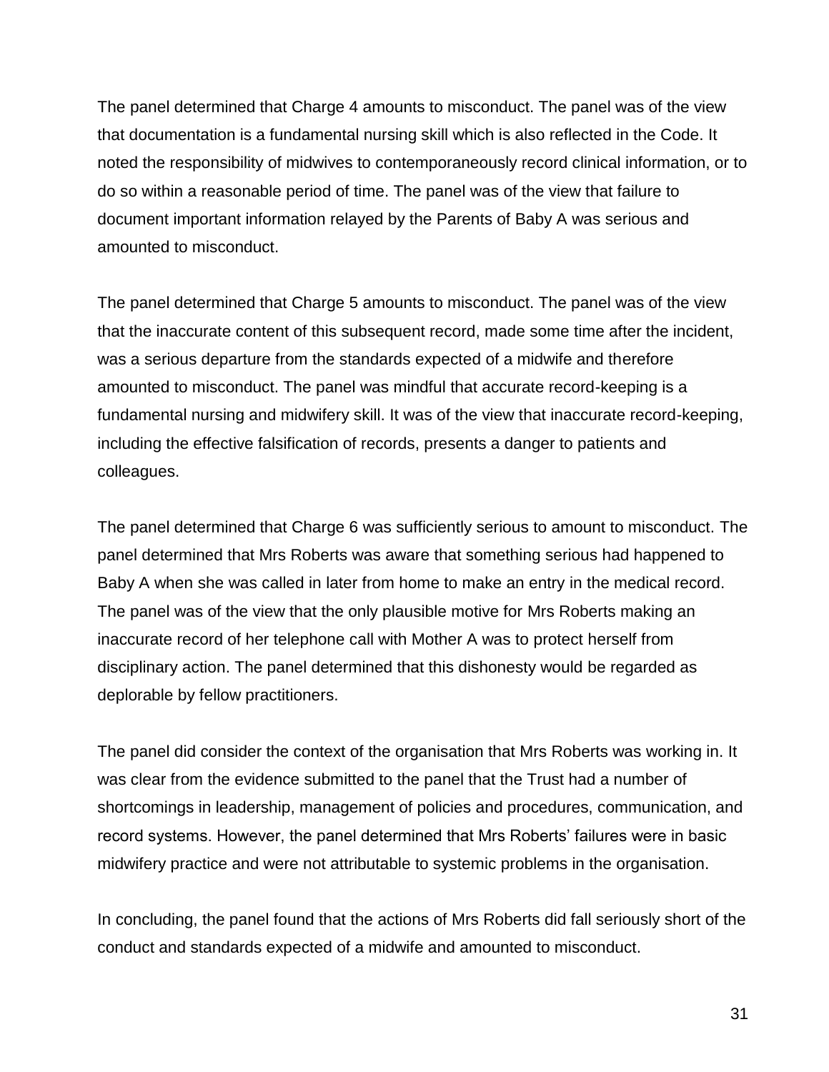The panel determined that Charge 4 amounts to misconduct. The panel was of the view that documentation is a fundamental nursing skill which is also reflected in the Code. It noted the responsibility of midwives to contemporaneously record clinical information, or to do so within a reasonable period of time. The panel was of the view that failure to document important information relayed by the Parents of Baby A was serious and amounted to misconduct.

The panel determined that Charge 5 amounts to misconduct. The panel was of the view that the inaccurate content of this subsequent record, made some time after the incident, was a serious departure from the standards expected of a midwife and therefore amounted to misconduct. The panel was mindful that accurate record-keeping is a fundamental nursing and midwifery skill. It was of the view that inaccurate record-keeping, including the effective falsification of records, presents a danger to patients and colleagues.

The panel determined that Charge 6 was sufficiently serious to amount to misconduct. The panel determined that Mrs Roberts was aware that something serious had happened to Baby A when she was called in later from home to make an entry in the medical record. The panel was of the view that the only plausible motive for Mrs Roberts making an inaccurate record of her telephone call with Mother A was to protect herself from disciplinary action. The panel determined that this dishonesty would be regarded as deplorable by fellow practitioners.

The panel did consider the context of the organisation that Mrs Roberts was working in. It was clear from the evidence submitted to the panel that the Trust had a number of shortcomings in leadership, management of policies and procedures, communication, and record systems. However, the panel determined that Mrs Roberts' failures were in basic midwifery practice and were not attributable to systemic problems in the organisation.

In concluding, the panel found that the actions of Mrs Roberts did fall seriously short of the conduct and standards expected of a midwife and amounted to misconduct.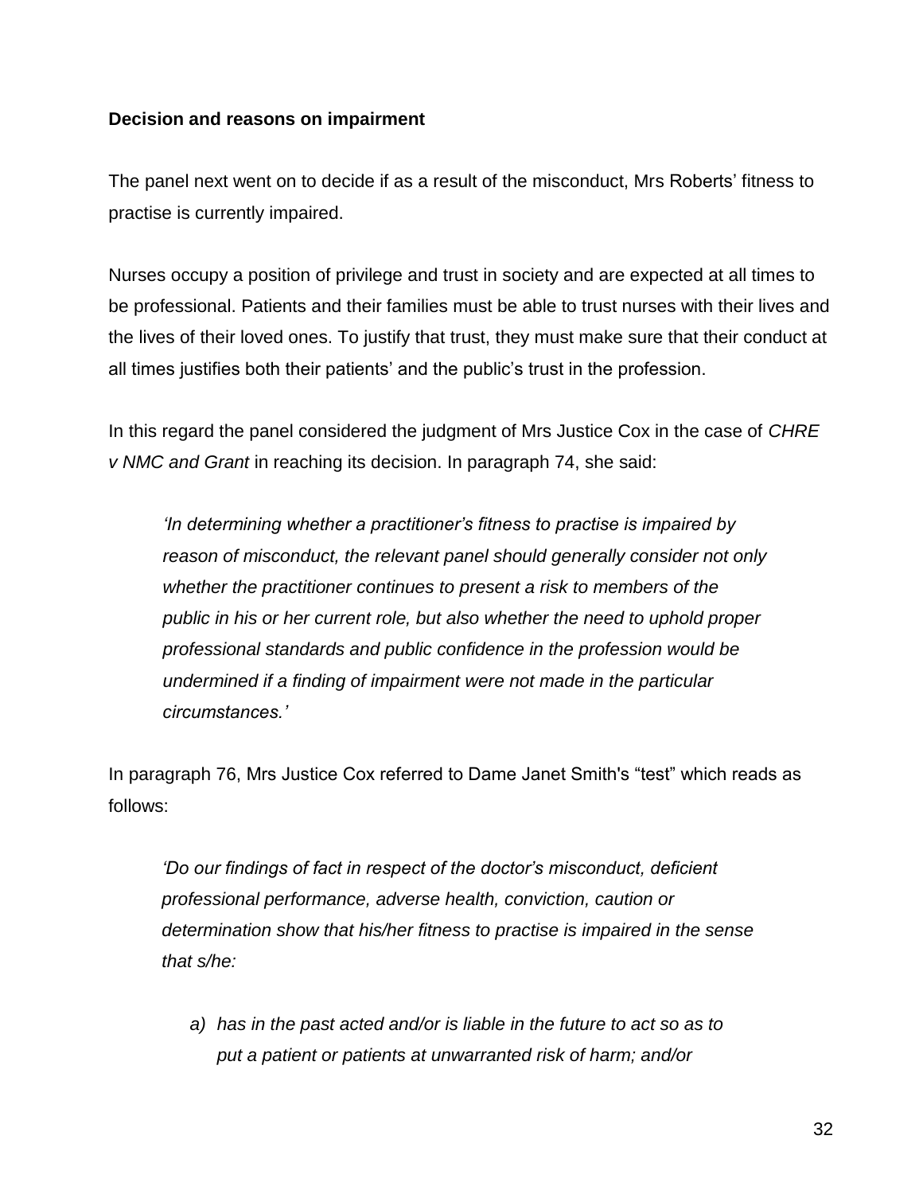**Decision and reasons on impairment**

The panel next went on to decide if as a result of the misconduct, Mrs Roberts' fitness to practise is currently impaired.

Nurses occupy a position of privilege and trust in society and are expected at all times to be professional. Patients and their families must be able to trust nurses with their lives and the lives of their loved ones. To justify that trust, they must make sure that their conduct at all times justifies both their patients' and the public's trust in the profession.

In this regard the panel considered the judgment of Mrs Justice Cox in the case of *CHRE v NMC and Grant* in reaching its decision. In paragraph 74, she said:

> *'In determining whether a practitioner's fitness to practise is impaired by reason of misconduct, the relevant panel should generally consider not only whether the practitioner continues to present a risk to members of the public in his or her current role, but also whether the need to uphold proper professional standards and public confidence in the profession would be undermined if a finding of impairment were not made in the particular circumstances.'*

In paragraph 76, Mrs Justice Cox referred to Dame Janet Smith's "test" which reads as follows:

> *'Do our findings of fact in respect of the doctor's misconduct, deficient professional performance, adverse health, conviction, caution or determination show that his/her fitness to practise is impaired in the sense that s/he:*
>
> *a) has in the past acted and/or is liable in the future to act so as to put a patient or patients at unwarranted risk of harm; and/or*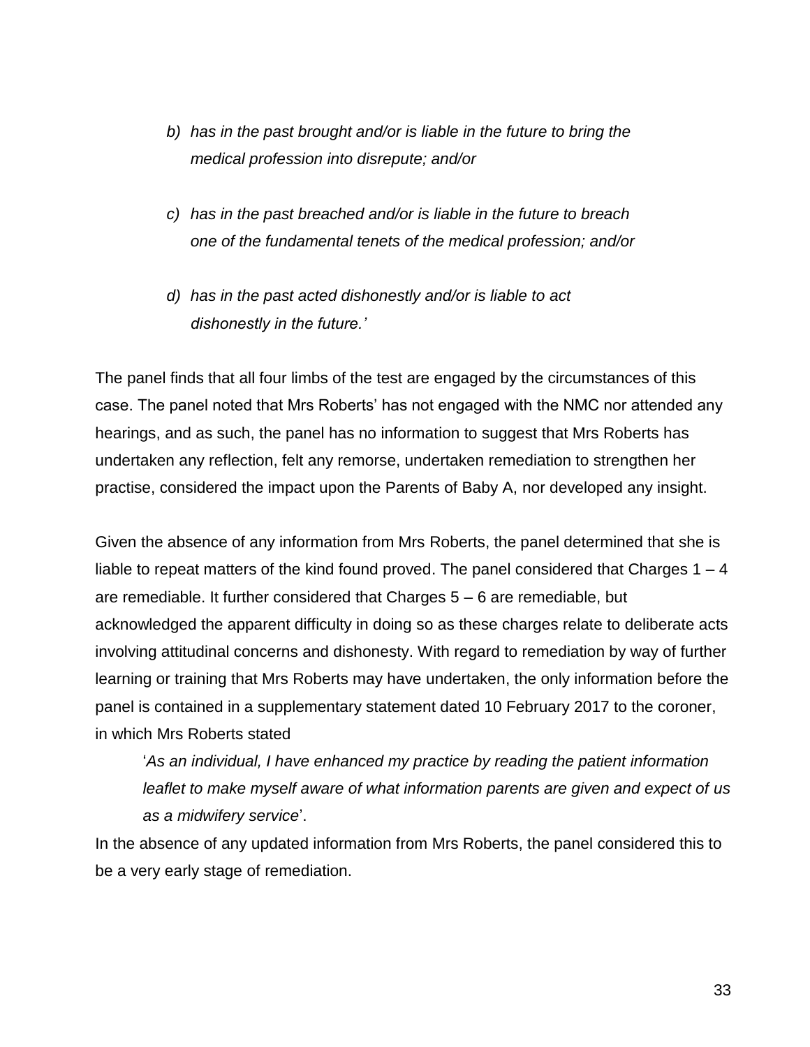> *b) has in the past brought and/or is liable in the future to bring the medical profession into disrepute; and/or*
>
> *c) has in the past breached and/or is liable in the future to breach one of the fundamental tenets of the medical profession; and/or*
>
> *d) has in the past acted dishonestly and/or is liable to act dishonestly in the future.'*

The panel finds that all four limbs of the test are engaged by the circumstances of this case. The panel noted that Mrs Roberts' has not engaged with the NMC nor attended any hearings, and as such, the panel has no information to suggest that Mrs Roberts has undertaken any reflection, felt any remorse, undertaken remediation to strengthen her practise, considered the impact upon the Parents of Baby A, nor developed any insight.

Given the absence of any information from Mrs Roberts, the panel determined that she is liable to repeat matters of the kind found proved. The panel considered that Charges 1 – 4 are remediable. It further considered that Charges 5 – 6 are remediable, but acknowledged the apparent difficulty in doing so as these charges relate to deliberate acts involving attitudinal concerns and dishonesty. With regard to remediation by way of further learning or training that Mrs Roberts may have undertaken, the only information before the panel is contained in a supplementary statement dated 10 February 2017 to the coroner, in which Mrs Roberts stated

> '*As an individual, I have enhanced my practice by reading the patient information leaflet to make myself aware of what information parents are given and expect of us as a midwifery service*'.

In the absence of any updated information from Mrs Roberts, the panel considered this to be a very early stage of remediation.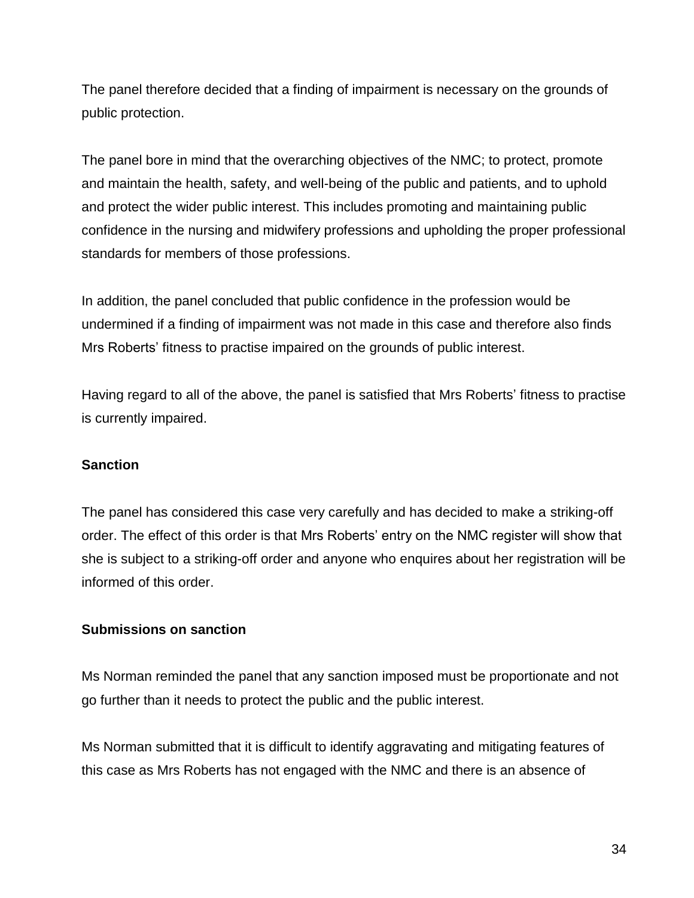The panel therefore decided that a finding of impairment is necessary on the grounds of public protection.

The panel bore in mind that the overarching objectives of the NMC; to protect, promote and maintain the health, safety, and well-being of the public and patients, and to uphold and protect the wider public interest. This includes promoting and maintaining public confidence in the nursing and midwifery professions and upholding the proper professional standards for members of those professions.

In addition, the panel concluded that public confidence in the profession would be undermined if a finding of impairment was not made in this case and therefore also finds Mrs Roberts' fitness to practise impaired on the grounds of public interest.

Having regard to all of the above, the panel is satisfied that Mrs Roberts' fitness to practise is currently impaired.

**Sanction**

The panel has considered this case very carefully and has decided to make a striking-off order. The effect of this order is that Mrs Roberts' entry on the NMC register will show that she is subject to a striking-off order and anyone who enquires about her registration will be informed of this order.

**Submissions on sanction**

Ms Norman reminded the panel that any sanction imposed must be proportionate and not go further than it needs to protect the public and the public interest.

Ms Norman submitted that it is difficult to identify aggravating and mitigating features of this case as Mrs Roberts has not engaged with the NMC and there is an absence of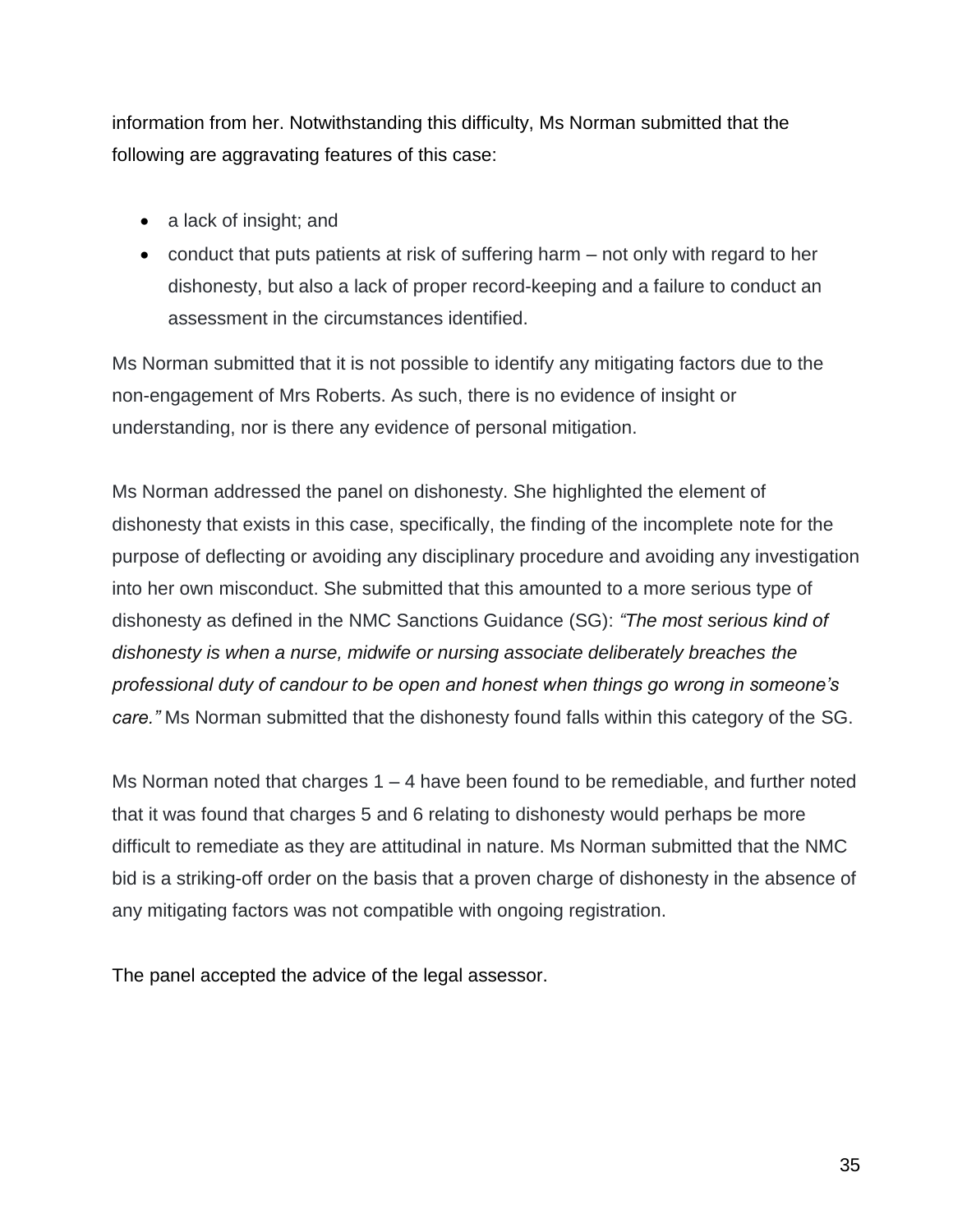information from her. Notwithstanding this difficulty, Ms Norman submitted that the following are aggravating features of this case:

- a lack of insight; and
- conduct that puts patients at risk of suffering harm – not only with regard to her dishonesty, but also a lack of proper record-keeping and a failure to conduct an assessment in the circumstances identified.

Ms Norman submitted that it is not possible to identify any mitigating factors due to the non-engagement of Mrs Roberts. As such, there is no evidence of insight or understanding, nor is there any evidence of personal mitigation.

Ms Norman addressed the panel on dishonesty. She highlighted the element of dishonesty that exists in this case, specifically, the finding of the incomplete note for the purpose of deflecting or avoiding any disciplinary procedure and avoiding any investigation into her own misconduct. She submitted that this amounted to a more serious type of dishonesty as defined in the NMC Sanctions Guidance (SG): *"The most serious kind of dishonesty is when a nurse, midwife or nursing associate deliberately breaches the professional duty of candour to be open and honest when things go wrong in someone's care."* Ms Norman submitted that the dishonesty found falls within this category of the SG.

Ms Norman noted that charges 1 – 4 have been found to be remediable, and further noted that it was found that charges 5 and 6 relating to dishonesty would perhaps be more difficult to remediate as they are attitudinal in nature. Ms Norman submitted that the NMC bid is a striking-off order on the basis that a proven charge of dishonesty in the absence of any mitigating factors was not compatible with ongoing registration.

The panel accepted the advice of the legal assessor.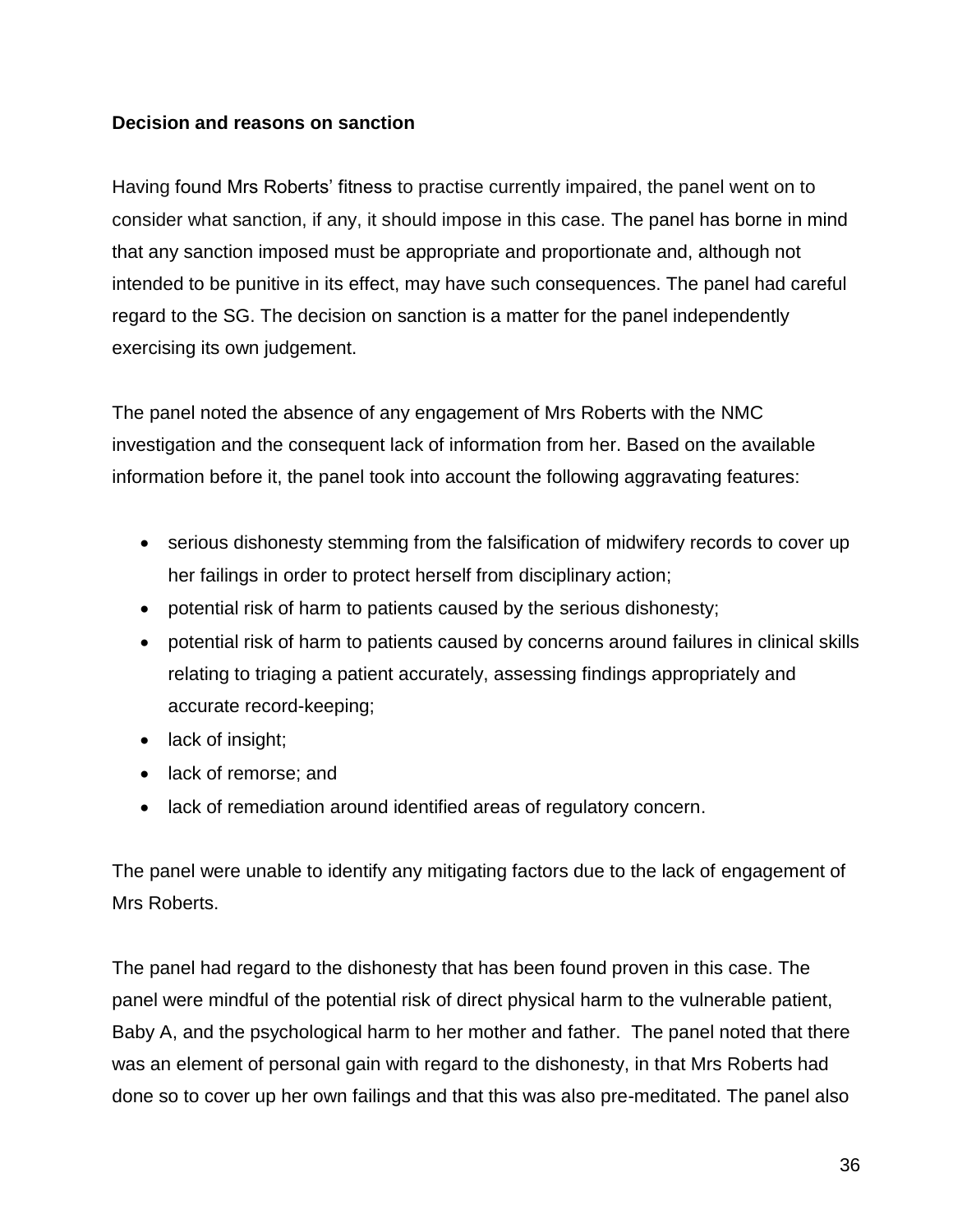**Decision and reasons on sanction**

Having found Mrs Roberts' fitness to practise currently impaired, the panel went on to consider what sanction, if any, it should impose in this case. The panel has borne in mind that any sanction imposed must be appropriate and proportionate and, although not intended to be punitive in its effect, may have such consequences. The panel had careful regard to the SG. The decision on sanction is a matter for the panel independently exercising its own judgement.

The panel noted the absence of any engagement of Mrs Roberts with the NMC investigation and the consequent lack of information from her. Based on the available information before it, the panel took into account the following aggravating features:

- serious dishonesty stemming from the falsification of midwifery records to cover up her failings in order to protect herself from disciplinary action;
- potential risk of harm to patients caused by the serious dishonesty;
- potential risk of harm to patients caused by concerns around failures in clinical skills relating to triaging a patient accurately, assessing findings appropriately and accurate record-keeping;
- lack of insight;
- lack of remorse; and
- lack of remediation around identified areas of regulatory concern.

The panel were unable to identify any mitigating factors due to the lack of engagement of Mrs Roberts.

The panel had regard to the dishonesty that has been found proven in this case. The panel were mindful of the potential risk of direct physical harm to the vulnerable patient, Baby A, and the psychological harm to her mother and father. The panel noted that there was an element of personal gain with regard to the dishonesty, in that Mrs Roberts had done so to cover up her own failings and that this was also pre-meditated. The panel also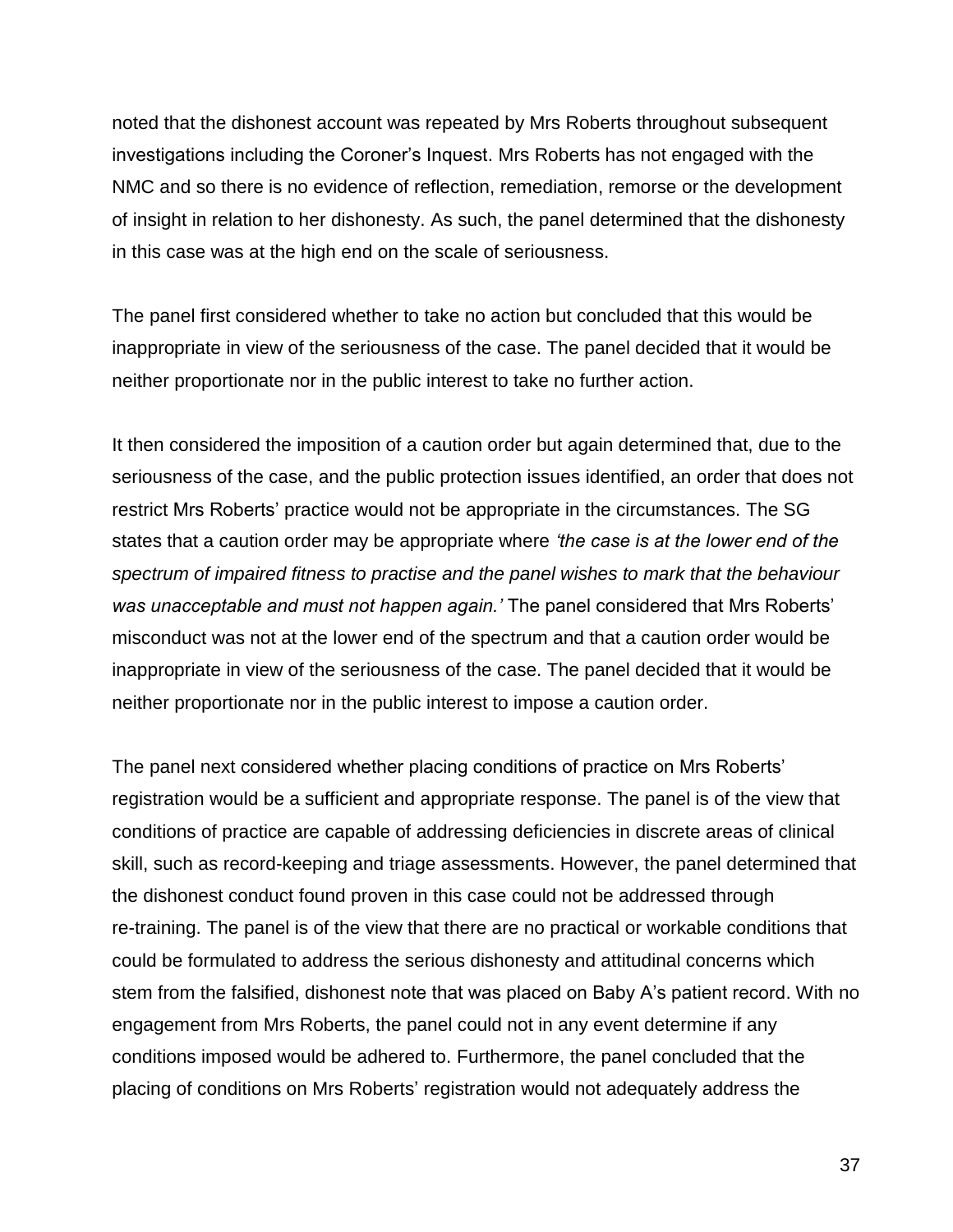noted that the dishonest account was repeated by Mrs Roberts throughout subsequent investigations including the Coroner's Inquest. Mrs Roberts has not engaged with the NMC and so there is no evidence of reflection, remediation, remorse or the development of insight in relation to her dishonesty. As such, the panel determined that the dishonesty in this case was at the high end on the scale of seriousness.

The panel first considered whether to take no action but concluded that this would be inappropriate in view of the seriousness of the case. The panel decided that it would be neither proportionate nor in the public interest to take no further action.

It then considered the imposition of a caution order but again determined that, due to the seriousness of the case, and the public protection issues identified, an order that does not restrict Mrs Roberts' practice would not be appropriate in the circumstances. The SG states that a caution order may be appropriate where *'the case is at the lower end of the spectrum of impaired fitness to practise and the panel wishes to mark that the behaviour was unacceptable and must not happen again.'* The panel considered that Mrs Roberts' misconduct was not at the lower end of the spectrum and that a caution order would be inappropriate in view of the seriousness of the case. The panel decided that it would be neither proportionate nor in the public interest to impose a caution order.

The panel next considered whether placing conditions of practice on Mrs Roberts' registration would be a sufficient and appropriate response. The panel is of the view that conditions of practice are capable of addressing deficiencies in discrete areas of clinical skill, such as record-keeping and triage assessments. However, the panel determined that the dishonest conduct found proven in this case could not be addressed through re-training. The panel is of the view that there are no practical or workable conditions that could be formulated to address the serious dishonesty and attitudinal concerns which stem from the falsified, dishonest note that was placed on Baby A's patient record. With no engagement from Mrs Roberts, the panel could not in any event determine if any conditions imposed would be adhered to. Furthermore, the panel concluded that the placing of conditions on Mrs Roberts' registration would not adequately address the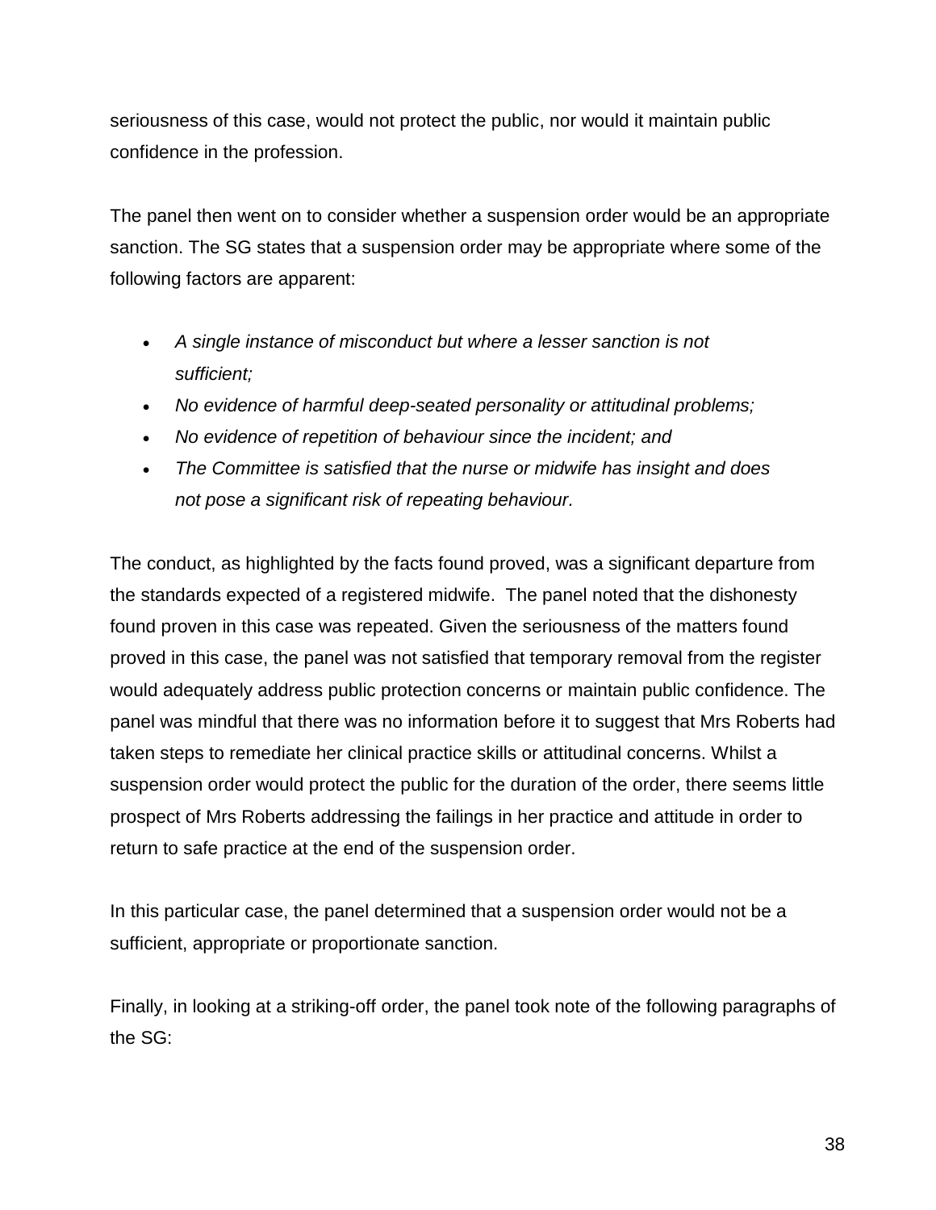seriousness of this case, would not protect the public, nor would it maintain public confidence in the profession.

The panel then went on to consider whether a suspension order would be an appropriate sanction. The SG states that a suspension order may be appropriate where some of the following factors are apparent:

- *A single instance of misconduct but where a lesser sanction is not sufficient;*
- *No evidence of harmful deep-seated personality or attitudinal problems;*
- *No evidence of repetition of behaviour since the incident; and*
- *The Committee is satisfied that the nurse or midwife has insight and does not pose a significant risk of repeating behaviour.*

The conduct, as highlighted by the facts found proved, was a significant departure from the standards expected of a registered midwife. The panel noted that the dishonesty found proven in this case was repeated. Given the seriousness of the matters found proved in this case, the panel was not satisfied that temporary removal from the register would adequately address public protection concerns or maintain public confidence. The panel was mindful that there was no information before it to suggest that Mrs Roberts had taken steps to remediate her clinical practice skills or attitudinal concerns. Whilst a suspension order would protect the public for the duration of the order, there seems little prospect of Mrs Roberts addressing the failings in her practice and attitude in order to return to safe practice at the end of the suspension order.

In this particular case, the panel determined that a suspension order would not be a sufficient, appropriate or proportionate sanction.

Finally, in looking at a striking-off order, the panel took note of the following paragraphs of the SG: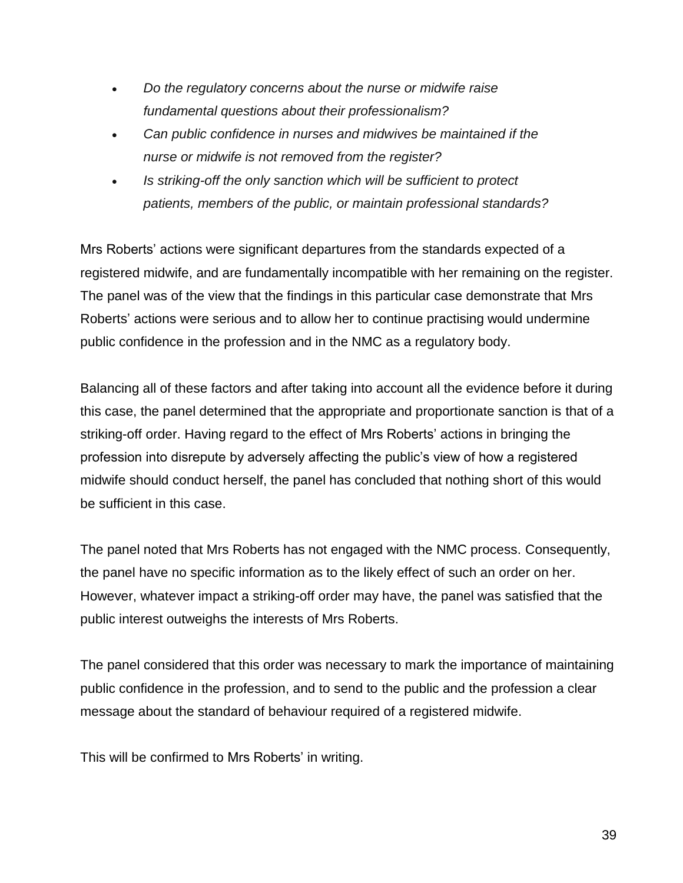- *Do the regulatory concerns about the nurse or midwife raise fundamental questions about their professionalism?*
- *Can public confidence in nurses and midwives be maintained if the nurse or midwife is not removed from the register?*
- *Is striking-off the only sanction which will be sufficient to protect patients, members of the public, or maintain professional standards?*

Mrs Roberts' actions were significant departures from the standards expected of a registered midwife, and are fundamentally incompatible with her remaining on the register. The panel was of the view that the findings in this particular case demonstrate that Mrs Roberts' actions were serious and to allow her to continue practising would undermine public confidence in the profession and in the NMC as a regulatory body.

Balancing all of these factors and after taking into account all the evidence before it during this case, the panel determined that the appropriate and proportionate sanction is that of a striking-off order. Having regard to the effect of Mrs Roberts' actions in bringing the profession into disrepute by adversely affecting the public's view of how a registered midwife should conduct herself, the panel has concluded that nothing short of this would be sufficient in this case.

The panel noted that Mrs Roberts has not engaged with the NMC process. Consequently, the panel have no specific information as to the likely effect of such an order on her. However, whatever impact a striking-off order may have, the panel was satisfied that the public interest outweighs the interests of Mrs Roberts.

The panel considered that this order was necessary to mark the importance of maintaining public confidence in the profession, and to send to the public and the profession a clear message about the standard of behaviour required of a registered midwife.

This will be confirmed to Mrs Roberts' in writing.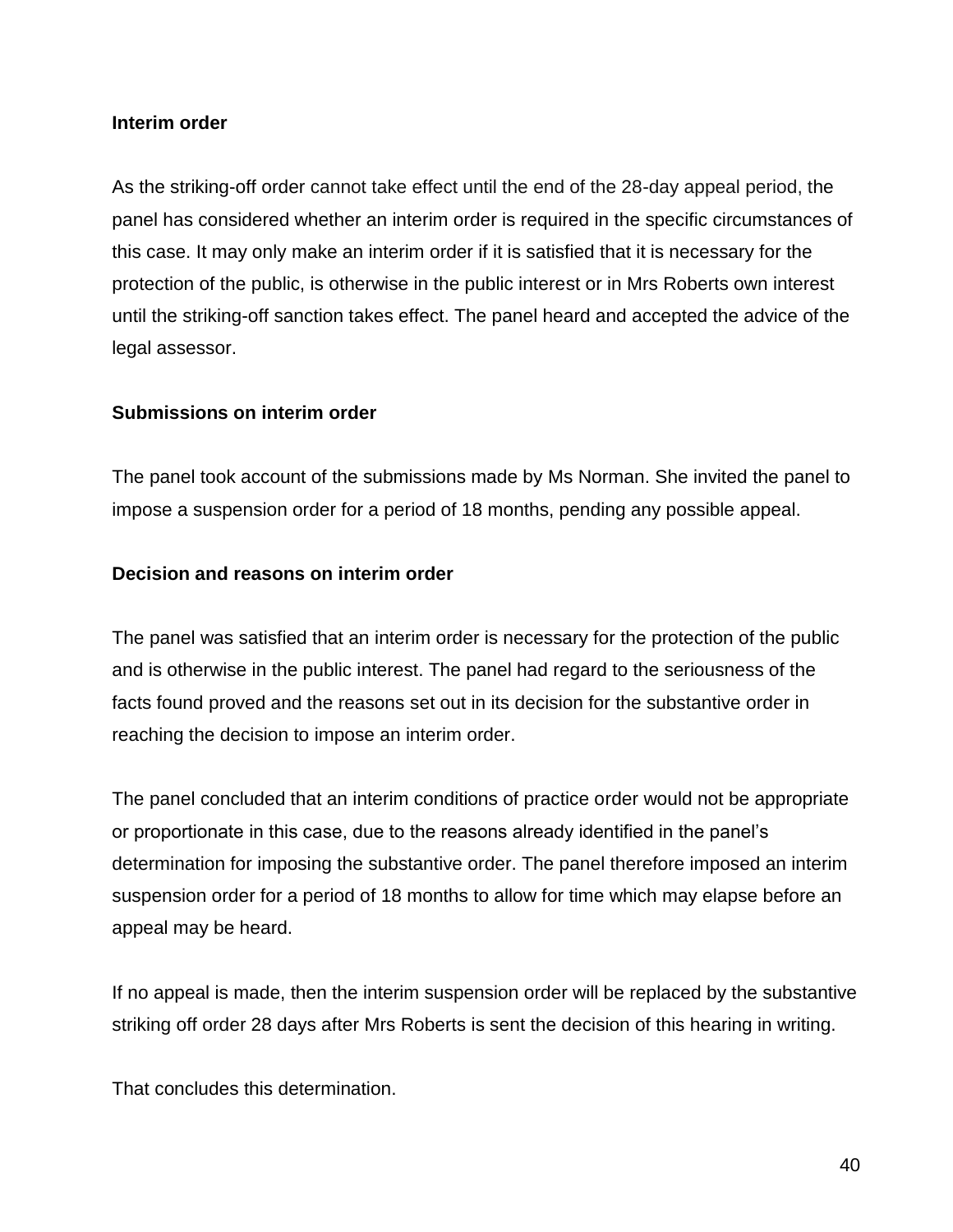**Interim order**

As the striking-off order cannot take effect until the end of the 28-day appeal period, the panel has considered whether an interim order is required in the specific circumstances of this case. It may only make an interim order if it is satisfied that it is necessary for the protection of the public, is otherwise in the public interest or in Mrs Roberts own interest until the striking-off sanction takes effect. The panel heard and accepted the advice of the legal assessor.

**Submissions on interim order**

The panel took account of the submissions made by Ms Norman. She invited the panel to impose a suspension order for a period of 18 months, pending any possible appeal.

**Decision and reasons on interim order**

The panel was satisfied that an interim order is necessary for the protection of the public and is otherwise in the public interest. The panel had regard to the seriousness of the facts found proved and the reasons set out in its decision for the substantive order in reaching the decision to impose an interim order.

The panel concluded that an interim conditions of practice order would not be appropriate or proportionate in this case, due to the reasons already identified in the panel's determination for imposing the substantive order. The panel therefore imposed an interim suspension order for a period of 18 months to allow for time which may elapse before an appeal may be heard.

If no appeal is made, then the interim suspension order will be replaced by the substantive striking off order 28 days after Mrs Roberts is sent the decision of this hearing in writing.

That concludes this determination.